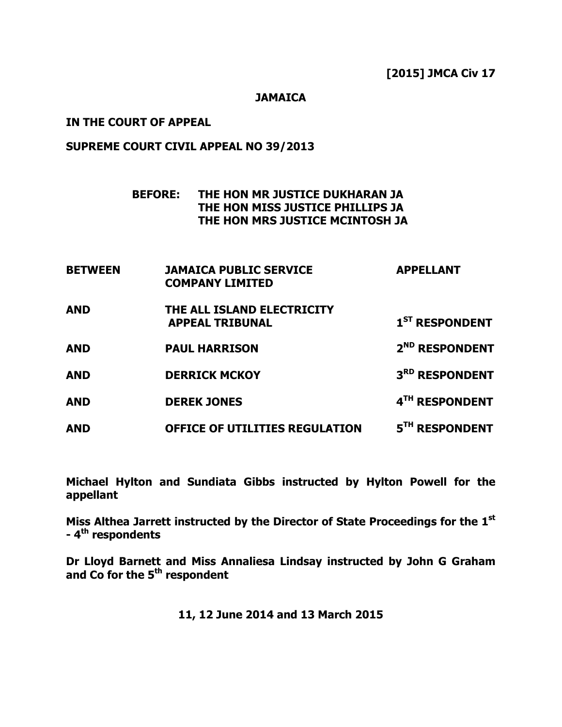**[2015] JMCA Civ 17**

**JAMAICA**

**IN THE COURT OF APPEAL**

**SUPREME COURT CIVIL APPEAL NO 39/2013**

**BEFORE: THE HON MR JUSTICE DUKHARAN JA**
**THE HON MISS JUSTICE PHILLIPS JA**
**THE HON MRS JUSTICE MCINTOSH JA**

| | | |
|---|---|---|
| **BETWEEN** | **JAMAICA PUBLIC SERVICE COMPANY LIMITED** | **APPELLANT** |
| **AND** | **THE ALL ISLAND ELECTRICITY APPEAL TRIBUNAL** | **1ST RESPONDENT** |
| **AND** | **PAUL HARRISON** | **2ND RESPONDENT** |
| **AND** | **DERRICK MCKOY** | **3RD RESPONDENT** |
| **AND** | **DEREK JONES** | **4TH RESPONDENT** |
| **AND** | **OFFICE OF UTILITIES REGULATION** | **5TH RESPONDENT** |

**Michael Hylton and Sundiata Gibbs instructed by Hylton Powell for the appellant**

**Miss Althea Jarrett instructed by the Director of State Proceedings for the 1st - 4th respondents**

**Dr Lloyd Barnett and Miss Annaliesa Lindsay instructed by John G Graham and Co for the 5th respondent**

**11, 12 June 2014 and 13 March 2015**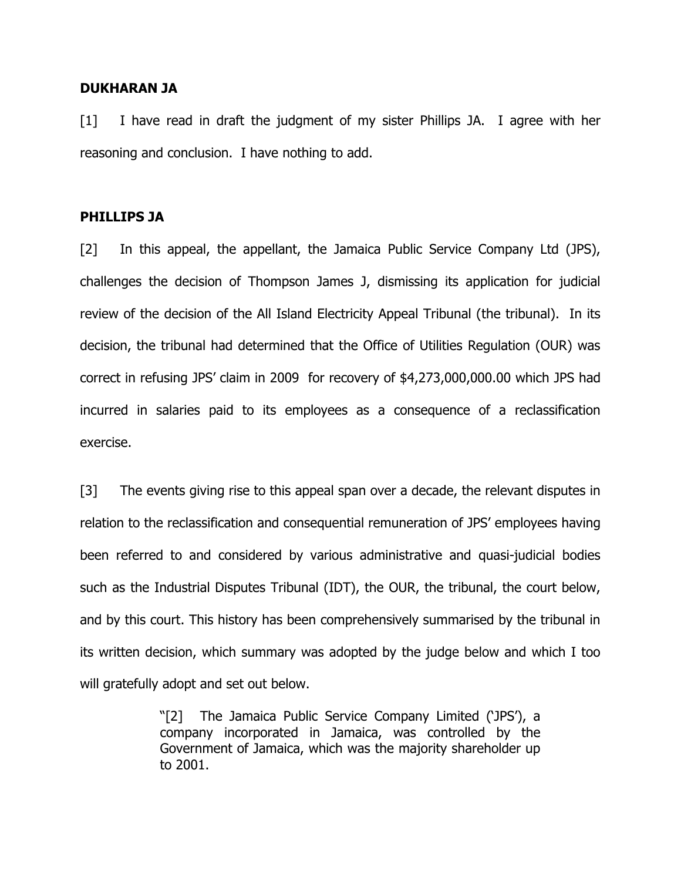**DUKHARAN JA**

[1] I have read in draft the judgment of my sister Phillips JA. I agree with her reasoning and conclusion. I have nothing to add.

**PHILLIPS JA**

[2] In this appeal, the appellant, the Jamaica Public Service Company Ltd (JPS), challenges the decision of Thompson James J, dismissing its application for judicial review of the decision of the All Island Electricity Appeal Tribunal (the tribunal). In its decision, the tribunal had determined that the Office of Utilities Regulation (OUR) was correct in refusing JPS' claim in 2009 for recovery of $4,273,000,000.00 which JPS had incurred in salaries paid to its employees as a consequence of a reclassification exercise.

[3] The events giving rise to this appeal span over a decade, the relevant disputes in relation to the reclassification and consequential remuneration of JPS' employees having been referred to and considered by various administrative and quasi-judicial bodies such as the Industrial Disputes Tribunal (IDT), the OUR, the tribunal, the court below, and by this court. This history has been comprehensively summarised by the tribunal in its written decision, which summary was adopted by the judge below and which I too will gratefully adopt and set out below.

> "[2] The Jamaica Public Service Company Limited ('JPS'), a company incorporated in Jamaica, was controlled by the Government of Jamaica, which was the majority shareholder up to 2001.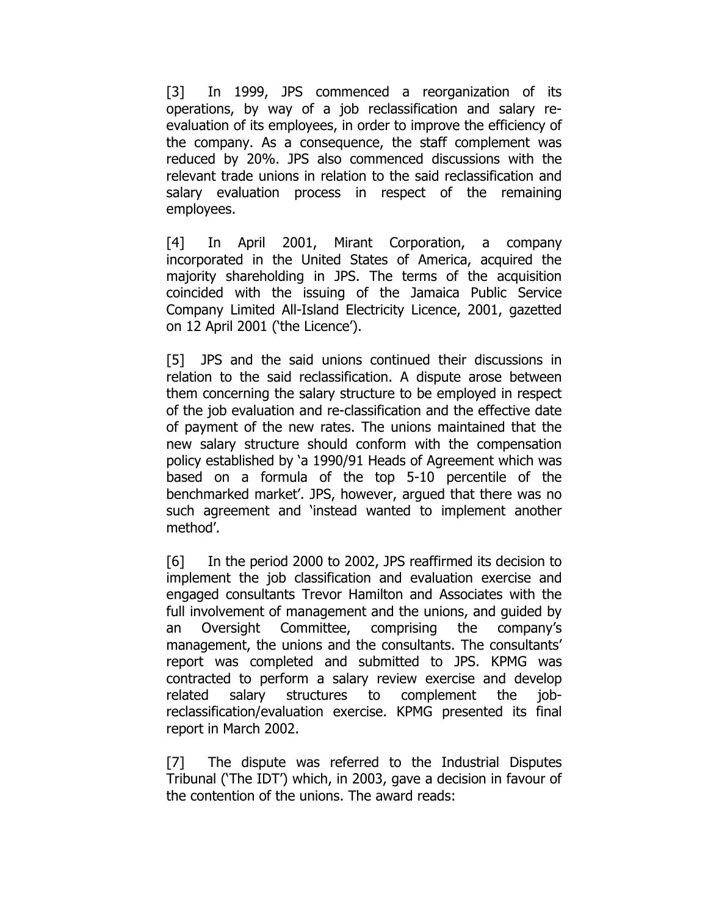[3] In 1999, JPS commenced a reorganization of its operations, by way of a job reclassification and salary re-evaluation of its employees, in order to improve the efficiency of the company. As a consequence, the staff complement was reduced by 20%. JPS also commenced discussions with the relevant trade unions in relation to the said reclassification and salary evaluation process in respect of the remaining employees.

[4] In April 2001, Mirant Corporation, a company incorporated in the United States of America, acquired the majority shareholding in JPS. The terms of the acquisition coincided with the issuing of the Jamaica Public Service Company Limited All-Island Electricity Licence, 2001, gazetted on 12 April 2001 ('the Licence').

[5] JPS and the said unions continued their discussions in relation to the said reclassification. A dispute arose between them concerning the salary structure to be employed in respect of the job evaluation and re-classification and the effective date of payment of the new rates. The unions maintained that the new salary structure should conform with the compensation policy established by 'a 1990/91 Heads of Agreement which was based on a formula of the top 5-10 percentile of the benchmarked market'. JPS, however, argued that there was no such agreement and 'instead wanted to implement another method'.

[6] In the period 2000 to 2002, JPS reaffirmed its decision to implement the job classification and evaluation exercise and engaged consultants Trevor Hamilton and Associates with the full involvement of management and the unions, and guided by an Oversight Committee, comprising the company's management, the unions and the consultants. The consultants' report was completed and submitted to JPS. KPMG was contracted to perform a salary review exercise and develop related salary structures to complement the job-reclassification/evaluation exercise. KPMG presented its final report in March 2002.

[7] The dispute was referred to the Industrial Disputes Tribunal ('The IDT') which, in 2003, gave a decision in favour of the contention of the unions. The award reads: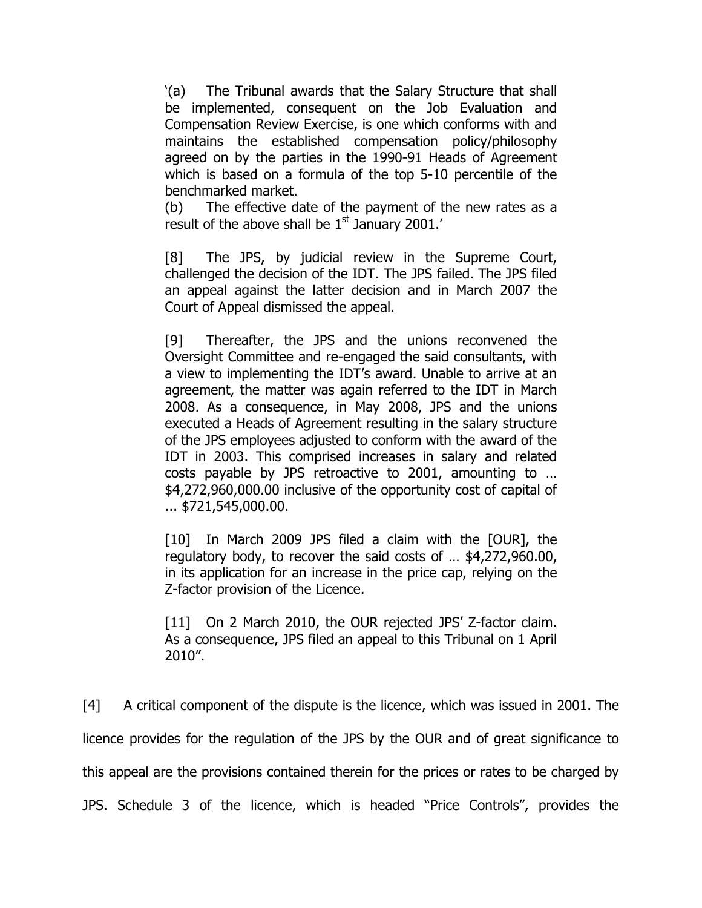'(a) The Tribunal awards that the Salary Structure that shall be implemented, consequent on the Job Evaluation and Compensation Review Exercise, is one which conforms with and maintains the established compensation policy/philosophy agreed on by the parties in the 1990-91 Heads of Agreement which is based on a formula of the top 5-10 percentile of the benchmarked market.

(b) The effective date of the payment of the new rates as a result of the above shall be 1st January 2001.'

[8] The JPS, by judicial review in the Supreme Court, challenged the decision of the IDT. The JPS failed. The JPS filed an appeal against the latter decision and in March 2007 the Court of Appeal dismissed the appeal.

[9] Thereafter, the JPS and the unions reconvened the Oversight Committee and re-engaged the said consultants, with a view to implementing the IDT's award. Unable to arrive at an agreement, the matter was again referred to the IDT in March 2008. As a consequence, in May 2008, JPS and the unions executed a Heads of Agreement resulting in the salary structure of the JPS employees adjusted to conform with the award of the IDT in 2003. This comprised increases in salary and related costs payable by JPS retroactive to 2001, amounting to … $4,272,960,000.00 inclusive of the opportunity cost of capital of ... $721,545,000.00.

[10] In March 2009 JPS filed a claim with the [OUR], the regulatory body, to recover the said costs of … $4,272,960.00, in its application for an increase in the price cap, relying on the Z-factor provision of the Licence.

[11] On 2 March 2010, the OUR rejected JPS' Z-factor claim. As a consequence, JPS filed an appeal to this Tribunal on 1 April 2010".

[4] A critical component of the dispute is the licence, which was issued in 2001. The licence provides for the regulation of the JPS by the OUR and of great significance to this appeal are the provisions contained therein for the prices or rates to be charged by JPS. Schedule 3 of the licence, which is headed "Price Controls", provides the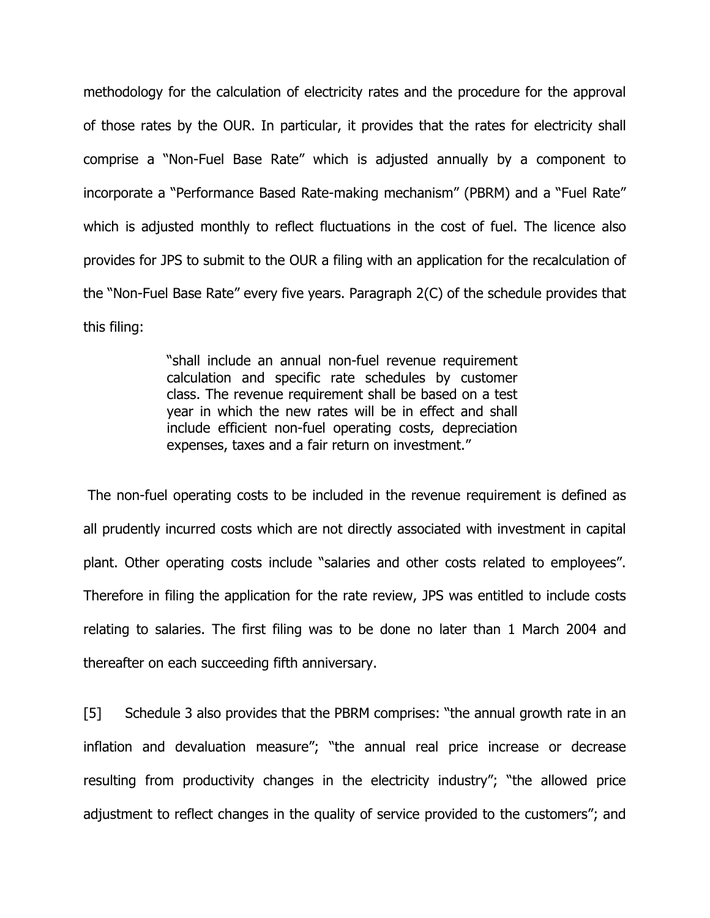methodology for the calculation of electricity rates and the procedure for the approval of those rates by the OUR. In particular, it provides that the rates for electricity shall comprise a "Non-Fuel Base Rate" which is adjusted annually by a component to incorporate a "Performance Based Rate-making mechanism" (PBRM) and a "Fuel Rate" which is adjusted monthly to reflect fluctuations in the cost of fuel. The licence also provides for JPS to submit to the OUR a filing with an application for the recalculation of the "Non-Fuel Base Rate" every five years. Paragraph 2(C) of the schedule provides that this filing:

> "shall include an annual non-fuel revenue requirement calculation and specific rate schedules by customer class. The revenue requirement shall be based on a test year in which the new rates will be in effect and shall include efficient non-fuel operating costs, depreciation expenses, taxes and a fair return on investment."

The non-fuel operating costs to be included in the revenue requirement is defined as all prudently incurred costs which are not directly associated with investment in capital plant. Other operating costs include "salaries and other costs related to employees". Therefore in filing the application for the rate review, JPS was entitled to include costs relating to salaries. The first filing was to be done no later than 1 March 2004 and thereafter on each succeeding fifth anniversary.

[5] Schedule 3 also provides that the PBRM comprises: "the annual growth rate in an inflation and devaluation measure"; "the annual real price increase or decrease resulting from productivity changes in the electricity industry"; "the allowed price adjustment to reflect changes in the quality of service provided to the customers"; and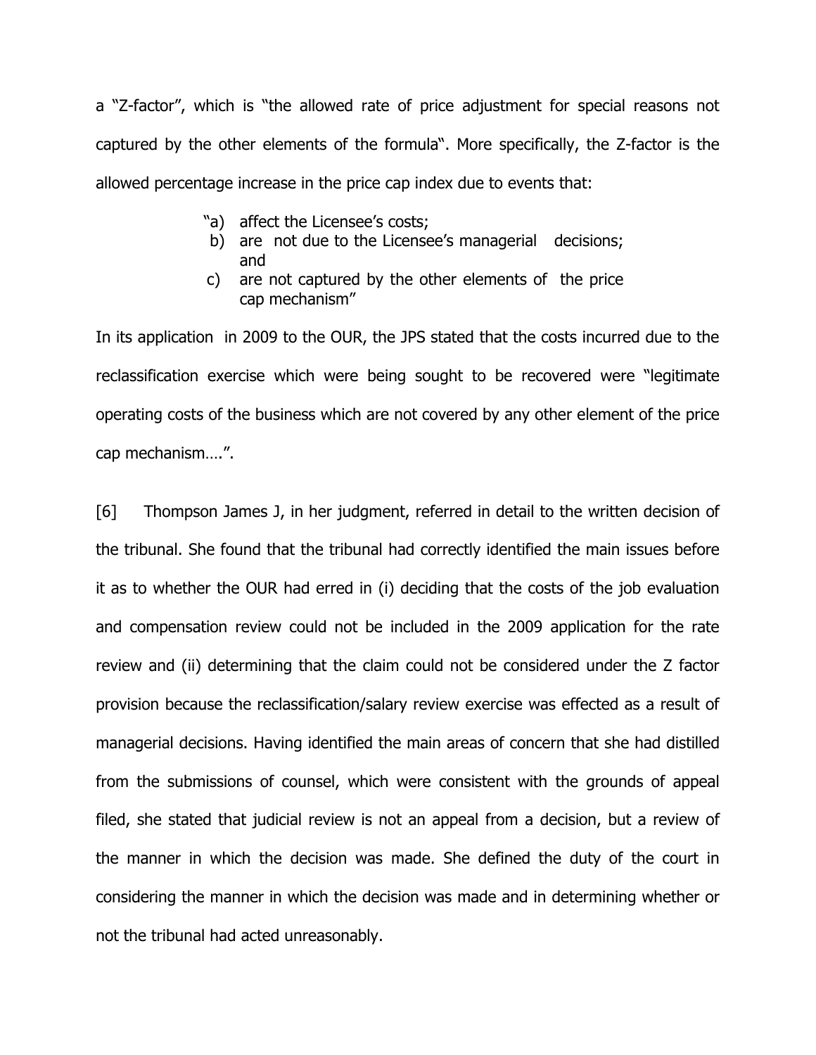a "Z-factor", which is "the allowed rate of price adjustment for special reasons not captured by the other elements of the formula". More specifically, the Z-factor is the allowed percentage increase in the price cap index due to events that:

> "a) affect the Licensee's costs;
> b) are not due to the Licensee's managerial decisions; and
> c) are not captured by the other elements of the price cap mechanism"

In its application in 2009 to the OUR, the JPS stated that the costs incurred due to the reclassification exercise which were being sought to be recovered were "legitimate operating costs of the business which are not covered by any other element of the price cap mechanism….".

[6] Thompson James J, in her judgment, referred in detail to the written decision of the tribunal. She found that the tribunal had correctly identified the main issues before it as to whether the OUR had erred in (i) deciding that the costs of the job evaluation and compensation review could not be included in the 2009 application for the rate review and (ii) determining that the claim could not be considered under the Z factor provision because the reclassification/salary review exercise was effected as a result of managerial decisions. Having identified the main areas of concern that she had distilled from the submissions of counsel, which were consistent with the grounds of appeal filed, she stated that judicial review is not an appeal from a decision, but a review of the manner in which the decision was made. She defined the duty of the court in considering the manner in which the decision was made and in determining whether or not the tribunal had acted unreasonably.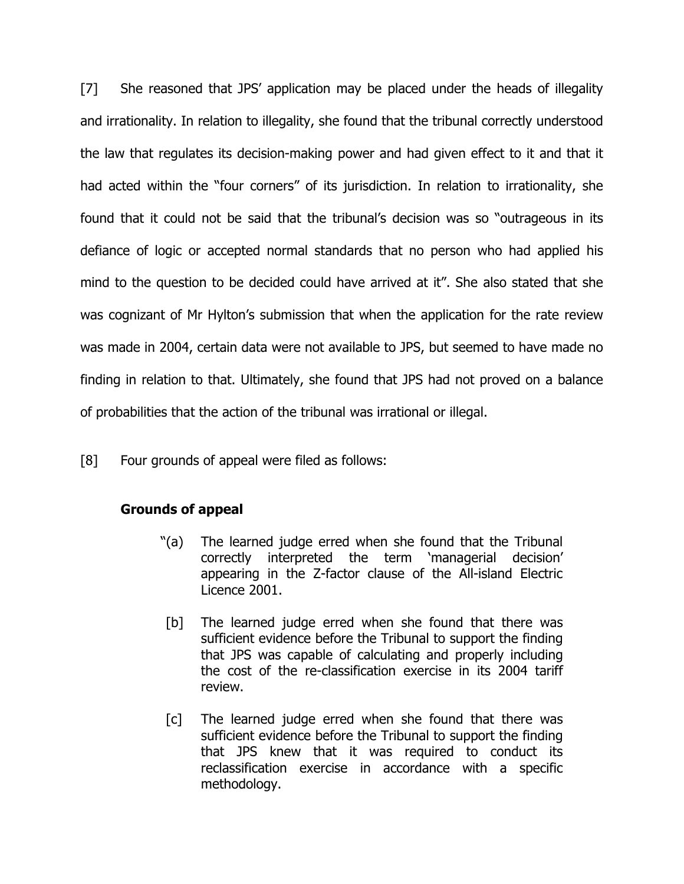[7] She reasoned that JPS' application may be placed under the heads of illegality and irrationality. In relation to illegality, she found that the tribunal correctly understood the law that regulates its decision-making power and had given effect to it and that it had acted within the "four corners" of its jurisdiction. In relation to irrationality, she found that it could not be said that the tribunal's decision was so "outrageous in its defiance of logic or accepted normal standards that no person who had applied his mind to the question to be decided could have arrived at it". She also stated that she was cognizant of Mr Hylton's submission that when the application for the rate review was made in 2004, certain data were not available to JPS, but seemed to have made no finding in relation to that. Ultimately, she found that JPS had not proved on a balance of probabilities that the action of the tribunal was irrational or illegal.

[8] Four grounds of appeal were filed as follows:

**Grounds of appeal**

> "(a) The learned judge erred when she found that the Tribunal correctly interpreted the term 'managerial decision' appearing in the Z-factor clause of the All-island Electric Licence 2001.
>
> [b] The learned judge erred when she found that there was sufficient evidence before the Tribunal to support the finding that JPS was capable of calculating and properly including the cost of the re-classification exercise in its 2004 tariff review.
>
> [c] The learned judge erred when she found that there was sufficient evidence before the Tribunal to support the finding that JPS knew that it was required to conduct its reclassification exercise in accordance with a specific methodology.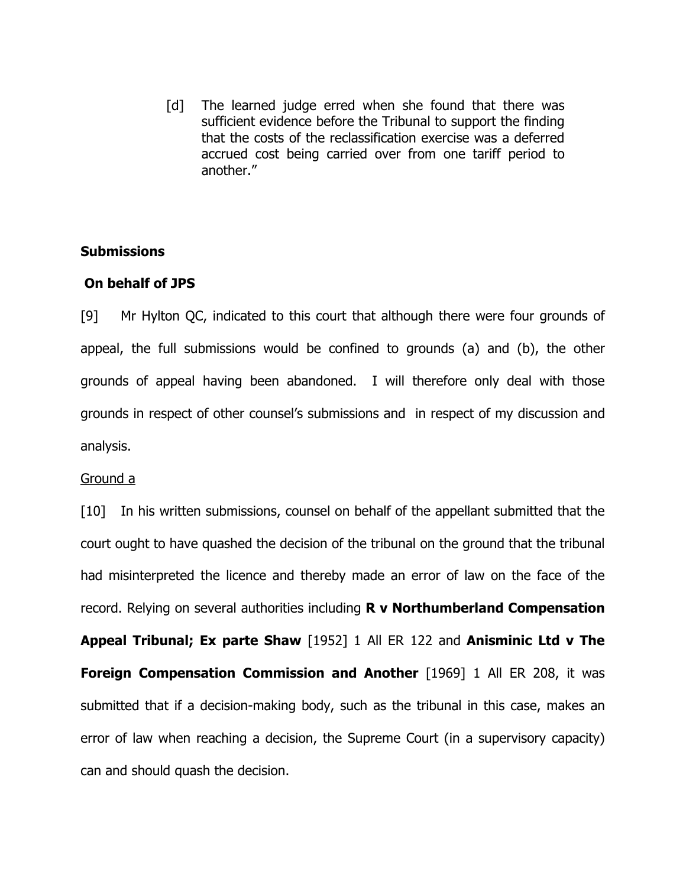> [d] The learned judge erred when she found that there was sufficient evidence before the Tribunal to support the finding that the costs of the reclassification exercise was a deferred accrued cost being carried over from one tariff period to another."

## Submissions

### On behalf of JPS

[9] Mr Hylton QC, indicated to this court that although there were four grounds of appeal, the full submissions would be confined to grounds (a) and (b), the other grounds of appeal having been abandoned. I will therefore only deal with those grounds in respect of other counsel's submissions and in respect of my discussion and analysis.

Ground a

[10] In his written submissions, counsel on behalf of the appellant submitted that the court ought to have quashed the decision of the tribunal on the ground that the tribunal had misinterpreted the licence and thereby made an error of law on the face of the record. Relying on several authorities including **R v Northumberland Compensation Appeal Tribunal; Ex parte Shaw** [1952] 1 All ER 122 and **Anisminic Ltd v The Foreign Compensation Commission and Another** [1969] 1 All ER 208, it was submitted that if a decision-making body, such as the tribunal in this case, makes an error of law when reaching a decision, the Supreme Court (in a supervisory capacity) can and should quash the decision.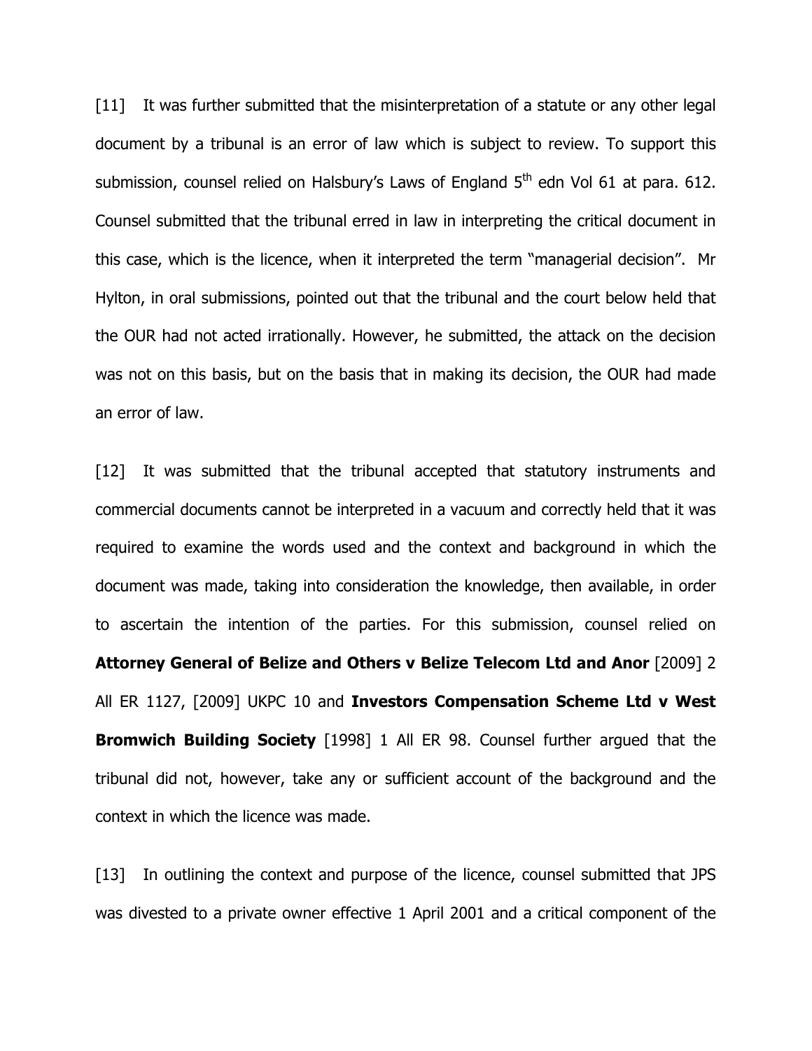[11] It was further submitted that the misinterpretation of a statute or any other legal document by a tribunal is an error of law which is subject to review. To support this submission, counsel relied on Halsbury's Laws of England 5th edn Vol 61 at para. 612. Counsel submitted that the tribunal erred in law in interpreting the critical document in this case, which is the licence, when it interpreted the term "managerial decision". Mr Hylton, in oral submissions, pointed out that the tribunal and the court below held that the OUR had not acted irrationally. However, he submitted, the attack on the decision was not on this basis, but on the basis that in making its decision, the OUR had made an error of law.

[12] It was submitted that the tribunal accepted that statutory instruments and commercial documents cannot be interpreted in a vacuum and correctly held that it was required to examine the words used and the context and background in which the document was made, taking into consideration the knowledge, then available, in order to ascertain the intention of the parties. For this submission, counsel relied on **Attorney General of Belize and Others v Belize Telecom Ltd and Anor** [2009] 2 All ER 1127, [2009] UKPC 10 and **Investors Compensation Scheme Ltd v West Bromwich Building Society** [1998] 1 All ER 98. Counsel further argued that the tribunal did not, however, take any or sufficient account of the background and the context in which the licence was made.

[13] In outlining the context and purpose of the licence, counsel submitted that JPS was divested to a private owner effective 1 April 2001 and a critical component of the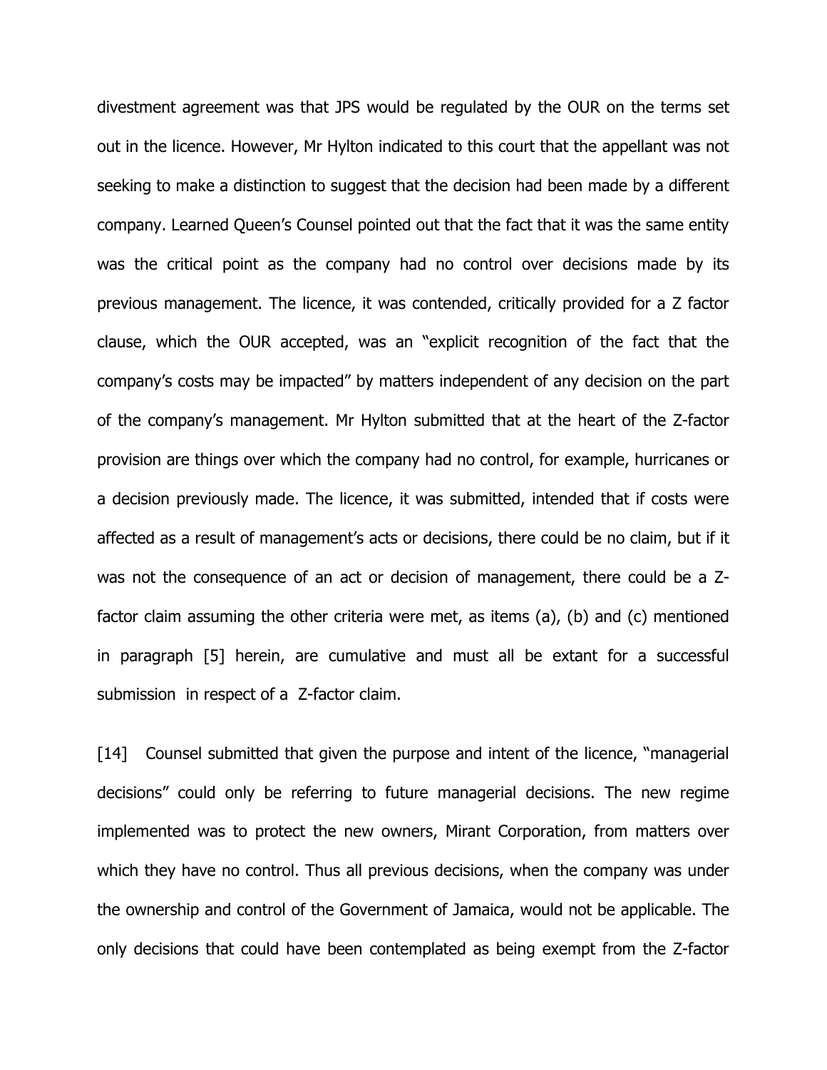divestment agreement was that JPS would be regulated by the OUR on the terms set out in the licence. However, Mr Hylton indicated to this court that the appellant was not seeking to make a distinction to suggest that the decision had been made by a different company. Learned Queen's Counsel pointed out that the fact that it was the same entity was the critical point as the company had no control over decisions made by its previous management. The licence, it was contended, critically provided for a Z factor clause, which the OUR accepted, was an "explicit recognition of the fact that the company's costs may be impacted" by matters independent of any decision on the part of the company's management. Mr Hylton submitted that at the heart of the Z-factor provision are things over which the company had no control, for example, hurricanes or a decision previously made. The licence, it was submitted, intended that if costs were affected as a result of management's acts or decisions, there could be no claim, but if it was not the consequence of an act or decision of management, there could be a Z-factor claim assuming the other criteria were met, as items (a), (b) and (c) mentioned in paragraph [5] herein, are cumulative and must all be extant for a successful submission in respect of a Z-factor claim.

[14] Counsel submitted that given the purpose and intent of the licence, "managerial decisions" could only be referring to future managerial decisions. The new regime implemented was to protect the new owners, Mirant Corporation, from matters over which they have no control. Thus all previous decisions, when the company was under the ownership and control of the Government of Jamaica, would not be applicable. The only decisions that could have been contemplated as being exempt from the Z-factor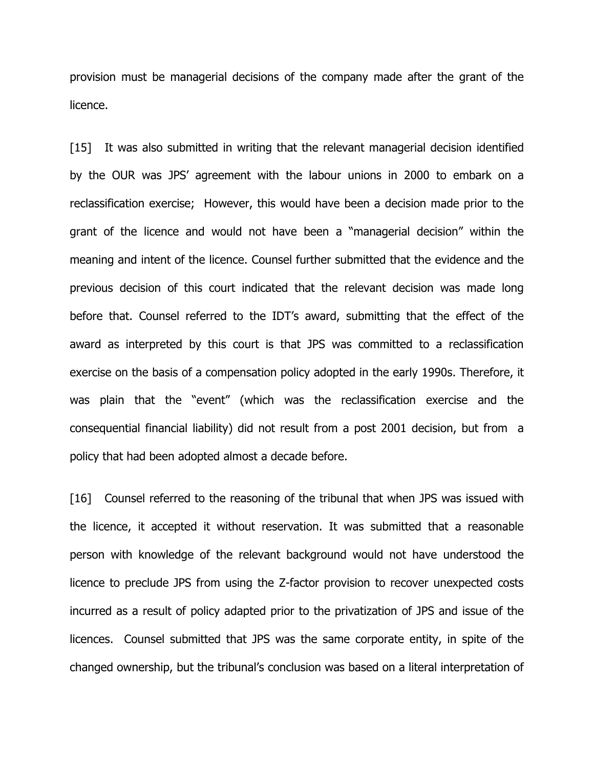provision must be managerial decisions of the company made after the grant of the licence.

[15] It was also submitted in writing that the relevant managerial decision identified by the OUR was JPS' agreement with the labour unions in 2000 to embark on a reclassification exercise; However, this would have been a decision made prior to the grant of the licence and would not have been a "managerial decision" within the meaning and intent of the licence. Counsel further submitted that the evidence and the previous decision of this court indicated that the relevant decision was made long before that. Counsel referred to the IDT's award, submitting that the effect of the award as interpreted by this court is that JPS was committed to a reclassification exercise on the basis of a compensation policy adopted in the early 1990s. Therefore, it was plain that the "event" (which was the reclassification exercise and the consequential financial liability) did not result from a post 2001 decision, but from a policy that had been adopted almost a decade before.

[16] Counsel referred to the reasoning of the tribunal that when JPS was issued with the licence, it accepted it without reservation. It was submitted that a reasonable person with knowledge of the relevant background would not have understood the licence to preclude JPS from using the Z-factor provision to recover unexpected costs incurred as a result of policy adapted prior to the privatization of JPS and issue of the licences. Counsel submitted that JPS was the same corporate entity, in spite of the changed ownership, but the tribunal's conclusion was based on a literal interpretation of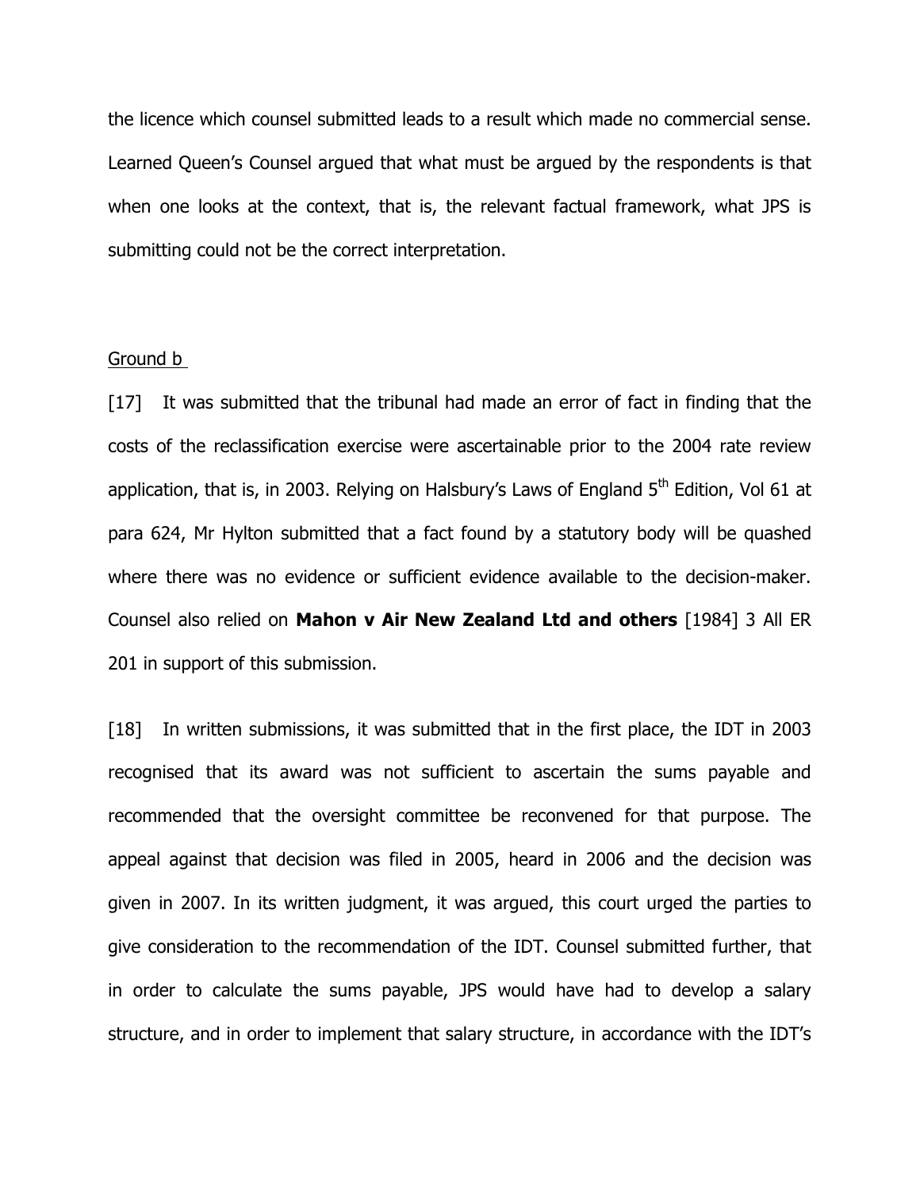the licence which counsel submitted leads to a result which made no commercial sense. Learned Queen's Counsel argued that what must be argued by the respondents is that when one looks at the context, that is, the relevant factual framework, what JPS is submitting could not be the correct interpretation.

Ground b

[17] It was submitted that the tribunal had made an error of fact in finding that the costs of the reclassification exercise were ascertainable prior to the 2004 rate review application, that is, in 2003. Relying on Halsbury's Laws of England 5th Edition, Vol 61 at para 624, Mr Hylton submitted that a fact found by a statutory body will be quashed where there was no evidence or sufficient evidence available to the decision-maker. Counsel also relied on **Mahon v Air New Zealand Ltd and others** [1984] 3 All ER 201 in support of this submission.

[18] In written submissions, it was submitted that in the first place, the IDT in 2003 recognised that its award was not sufficient to ascertain the sums payable and recommended that the oversight committee be reconvened for that purpose. The appeal against that decision was filed in 2005, heard in 2006 and the decision was given in 2007. In its written judgment, it was argued, this court urged the parties to give consideration to the recommendation of the IDT. Counsel submitted further, that in order to calculate the sums payable, JPS would have had to develop a salary structure, and in order to implement that salary structure, in accordance with the IDT's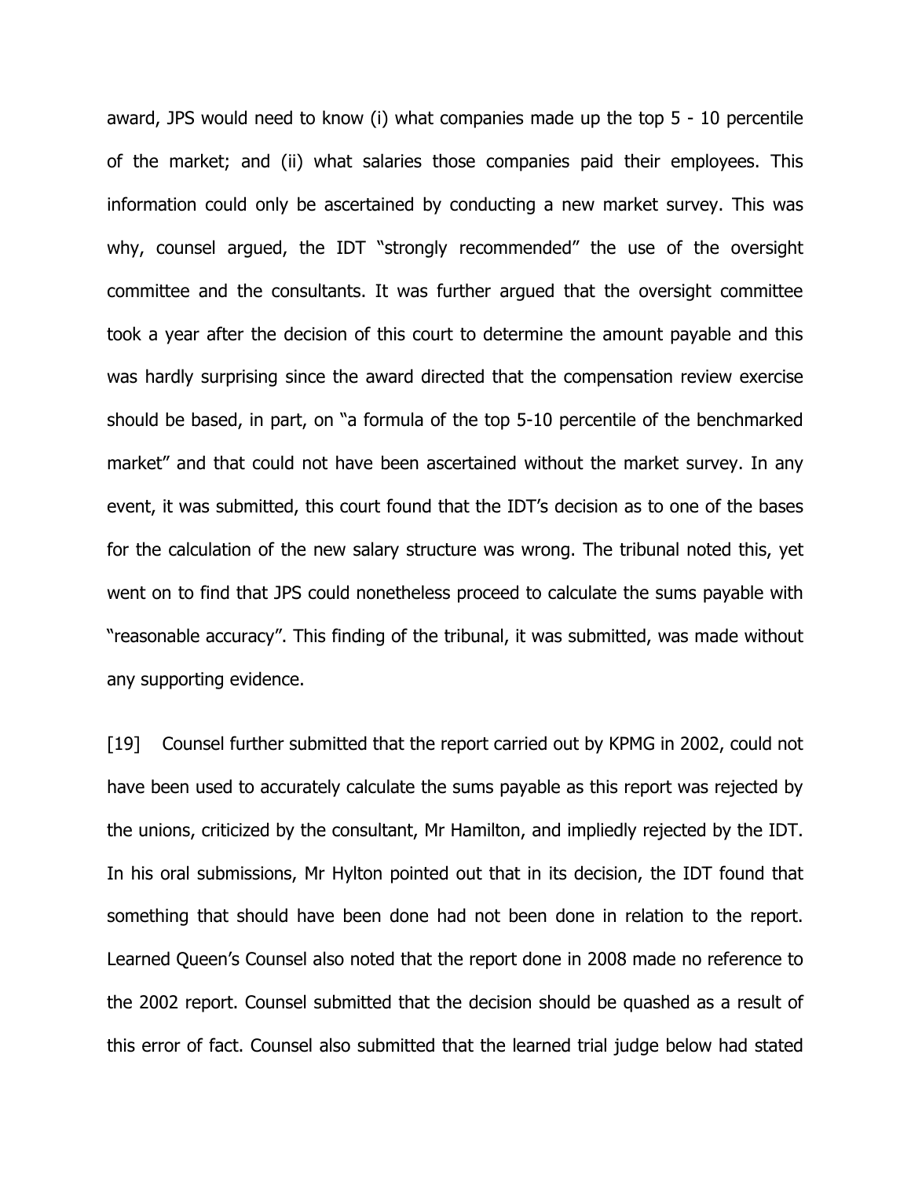award, JPS would need to know (i) what companies made up the top 5 - 10 percentile of the market; and (ii) what salaries those companies paid their employees. This information could only be ascertained by conducting a new market survey. This was why, counsel argued, the IDT "strongly recommended" the use of the oversight committee and the consultants. It was further argued that the oversight committee took a year after the decision of this court to determine the amount payable and this was hardly surprising since the award directed that the compensation review exercise should be based, in part, on "a formula of the top 5-10 percentile of the benchmarked market" and that could not have been ascertained without the market survey. In any event, it was submitted, this court found that the IDT's decision as to one of the bases for the calculation of the new salary structure was wrong. The tribunal noted this, yet went on to find that JPS could nonetheless proceed to calculate the sums payable with "reasonable accuracy". This finding of the tribunal, it was submitted, was made without any supporting evidence.

[19] Counsel further submitted that the report carried out by KPMG in 2002, could not have been used to accurately calculate the sums payable as this report was rejected by the unions, criticized by the consultant, Mr Hamilton, and impliedly rejected by the IDT. In his oral submissions, Mr Hylton pointed out that in its decision, the IDT found that something that should have been done had not been done in relation to the report. Learned Queen's Counsel also noted that the report done in 2008 made no reference to the 2002 report. Counsel submitted that the decision should be quashed as a result of this error of fact. Counsel also submitted that the learned trial judge below had stated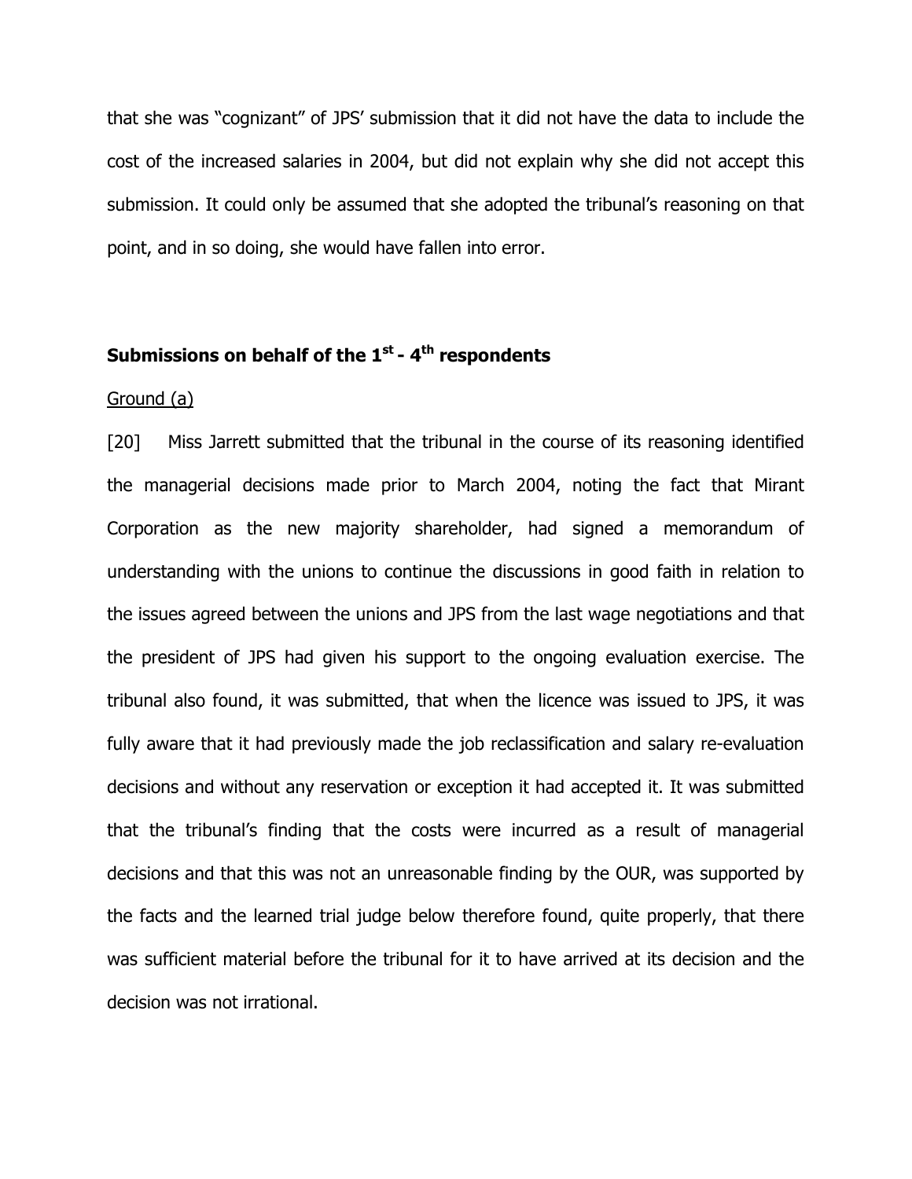that she was "cognizant" of JPS' submission that it did not have the data to include the cost of the increased salaries in 2004, but did not explain why she did not accept this submission. It could only be assumed that she adopted the tribunal's reasoning on that point, and in so doing, she would have fallen into error.

### Submissions on behalf of the 1st - 4th respondents

Ground (a)

[20] Miss Jarrett submitted that the tribunal in the course of its reasoning identified the managerial decisions made prior to March 2004, noting the fact that Mirant Corporation as the new majority shareholder, had signed a memorandum of understanding with the unions to continue the discussions in good faith in relation to the issues agreed between the unions and JPS from the last wage negotiations and that the president of JPS had given his support to the ongoing evaluation exercise. The tribunal also found, it was submitted, that when the licence was issued to JPS, it was fully aware that it had previously made the job reclassification and salary re-evaluation decisions and without any reservation or exception it had accepted it. It was submitted that the tribunal's finding that the costs were incurred as a result of managerial decisions and that this was not an unreasonable finding by the OUR, was supported by the facts and the learned trial judge below therefore found, quite properly, that there was sufficient material before the tribunal for it to have arrived at its decision and the decision was not irrational.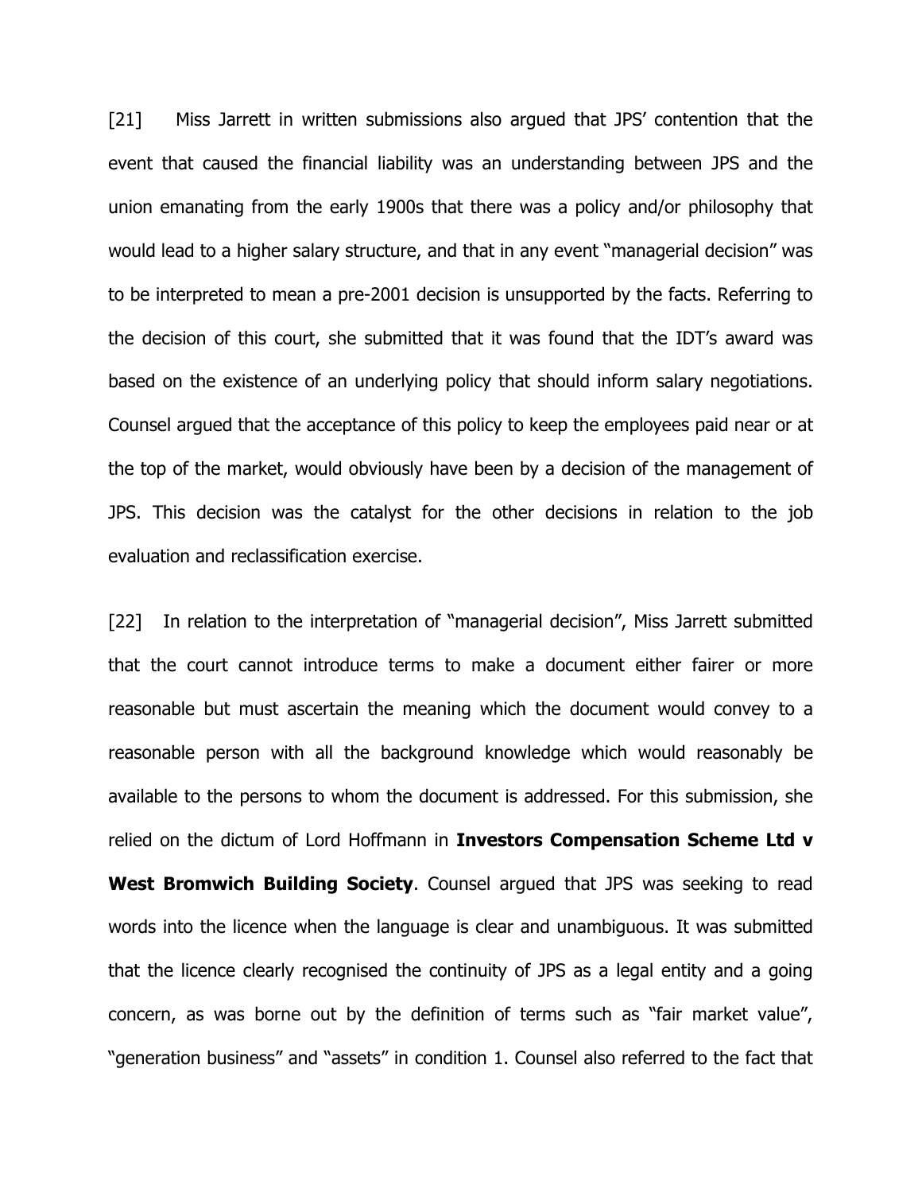[21] Miss Jarrett in written submissions also argued that JPS' contention that the event that caused the financial liability was an understanding between JPS and the union emanating from the early 1900s that there was a policy and/or philosophy that would lead to a higher salary structure, and that in any event "managerial decision" was to be interpreted to mean a pre-2001 decision is unsupported by the facts. Referring to the decision of this court, she submitted that it was found that the IDT's award was based on the existence of an underlying policy that should inform salary negotiations. Counsel argued that the acceptance of this policy to keep the employees paid near or at the top of the market, would obviously have been by a decision of the management of JPS. This decision was the catalyst for the other decisions in relation to the job evaluation and reclassification exercise.

[22] In relation to the interpretation of "managerial decision", Miss Jarrett submitted that the court cannot introduce terms to make a document either fairer or more reasonable but must ascertain the meaning which the document would convey to a reasonable person with all the background knowledge which would reasonably be available to the persons to whom the document is addressed. For this submission, she relied on the dictum of Lord Hoffmann in **Investors Compensation Scheme Ltd v West Bromwich Building Society**. Counsel argued that JPS was seeking to read words into the licence when the language is clear and unambiguous. It was submitted that the licence clearly recognised the continuity of JPS as a legal entity and a going concern, as was borne out by the definition of terms such as "fair market value", "generation business" and "assets" in condition 1. Counsel also referred to the fact that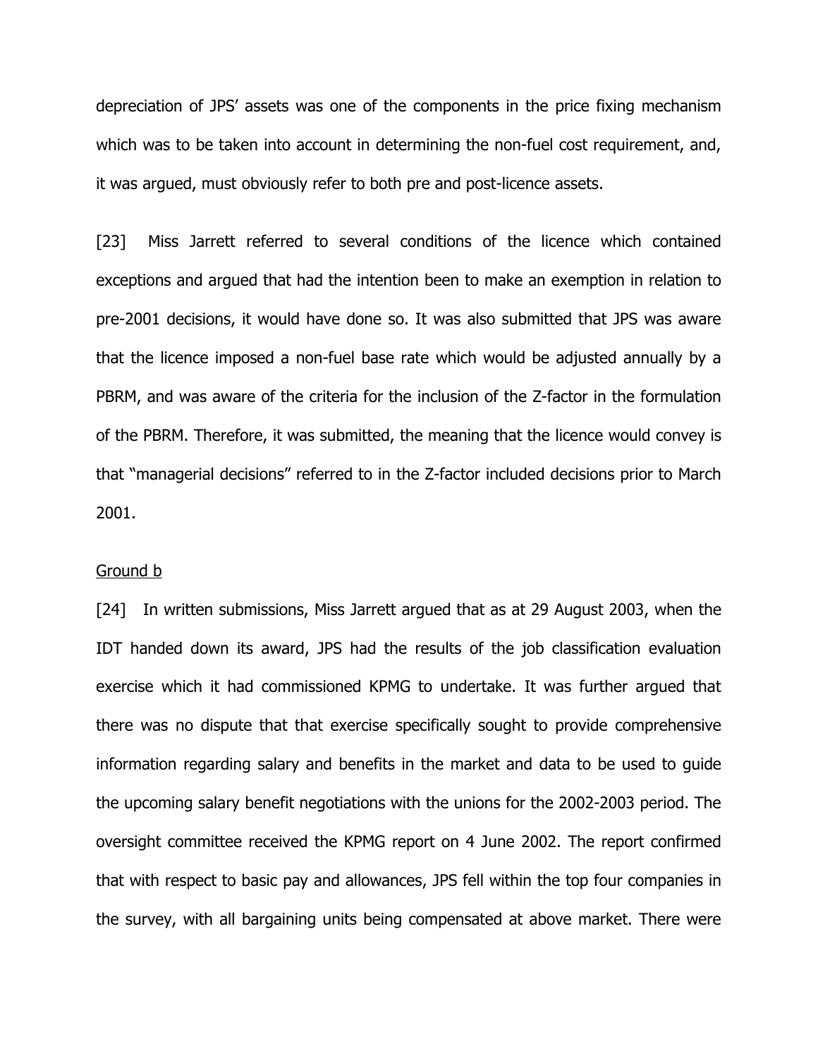depreciation of JPS' assets was one of the components in the price fixing mechanism which was to be taken into account in determining the non-fuel cost requirement, and, it was argued, must obviously refer to both pre and post-licence assets.

[23] Miss Jarrett referred to several conditions of the licence which contained exceptions and argued that had the intention been to make an exemption in relation to pre-2001 decisions, it would have done so. It was also submitted that JPS was aware that the licence imposed a non-fuel base rate which would be adjusted annually by a PBRM, and was aware of the criteria for the inclusion of the Z-factor in the formulation of the PBRM. Therefore, it was submitted, the meaning that the licence would convey is that "managerial decisions" referred to in the Z-factor included decisions prior to March 2001.

<u>Ground b</u>

[24] In written submissions, Miss Jarrett argued that as at 29 August 2003, when the IDT handed down its award, JPS had the results of the job classification evaluation exercise which it had commissioned KPMG to undertake. It was further argued that there was no dispute that that exercise specifically sought to provide comprehensive information regarding salary and benefits in the market and data to be used to guide the upcoming salary benefit negotiations with the unions for the 2002-2003 period. The oversight committee received the KPMG report on 4 June 2002. The report confirmed that with respect to basic pay and allowances, JPS fell within the top four companies in the survey, with all bargaining units being compensated at above market. There were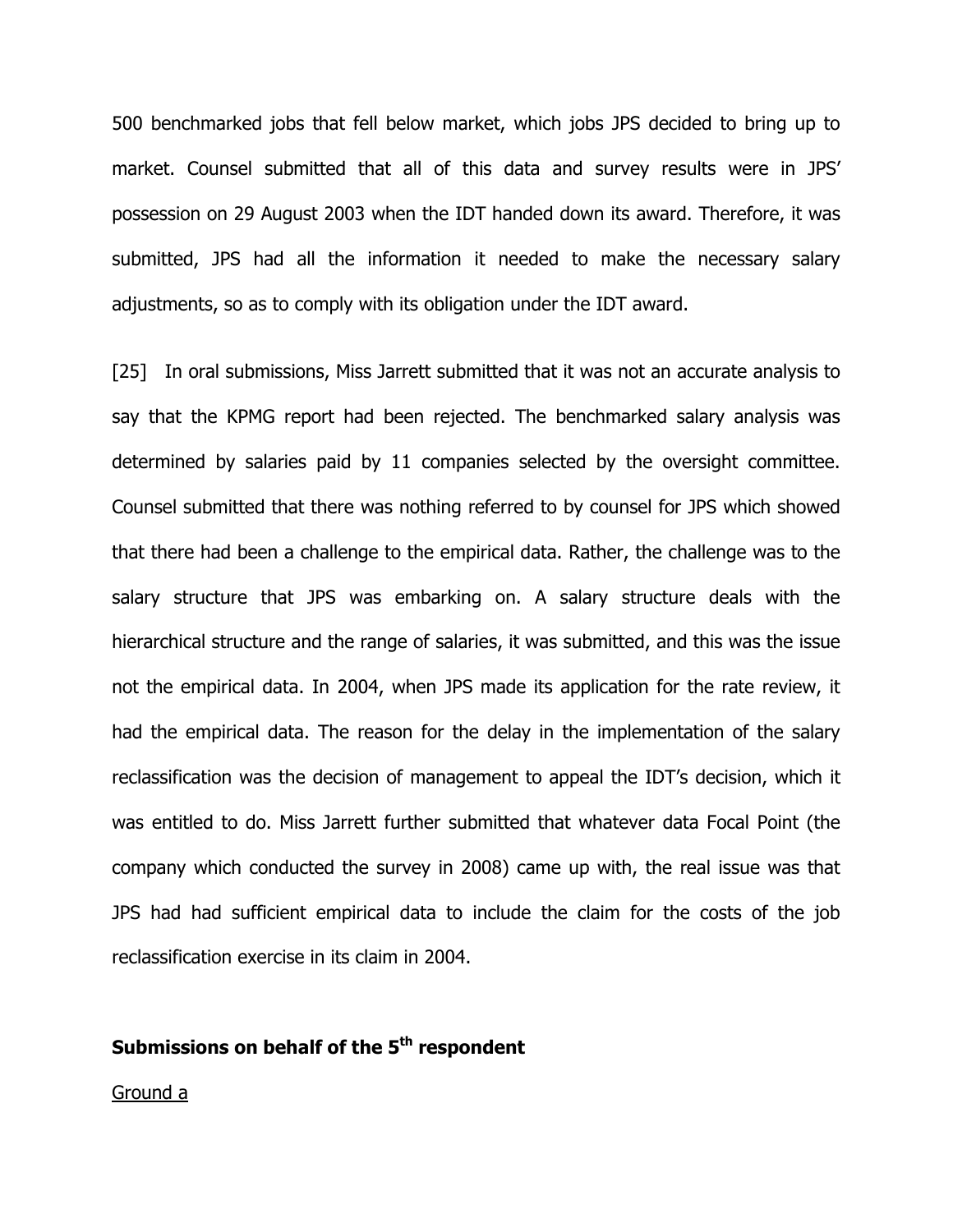500 benchmarked jobs that fell below market, which jobs JPS decided to bring up to market. Counsel submitted that all of this data and survey results were in JPS' possession on 29 August 2003 when the IDT handed down its award. Therefore, it was submitted, JPS had all the information it needed to make the necessary salary adjustments, so as to comply with its obligation under the IDT award.

[25] In oral submissions, Miss Jarrett submitted that it was not an accurate analysis to say that the KPMG report had been rejected. The benchmarked salary analysis was determined by salaries paid by 11 companies selected by the oversight committee. Counsel submitted that there was nothing referred to by counsel for JPS which showed that there had been a challenge to the empirical data. Rather, the challenge was to the salary structure that JPS was embarking on. A salary structure deals with the hierarchical structure and the range of salaries, it was submitted, and this was the issue not the empirical data. In 2004, when JPS made its application for the rate review, it had the empirical data. The reason for the delay in the implementation of the salary reclassification was the decision of management to appeal the IDT's decision, which it was entitled to do. Miss Jarrett further submitted that whatever data Focal Point (the company which conducted the survey in 2008) came up with, the real issue was that JPS had had sufficient empirical data to include the claim for the costs of the job reclassification exercise in its claim in 2004.

**Submissions on behalf of the 5th respondent**

<u>Ground a</u>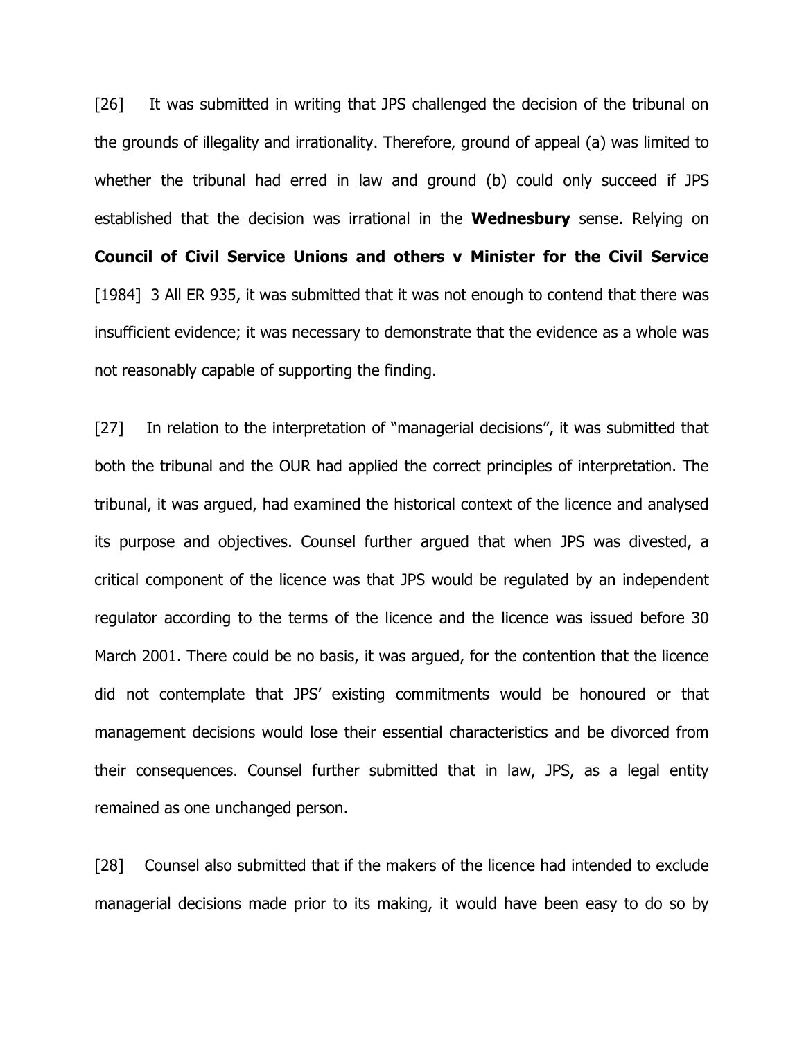[26] It was submitted in writing that JPS challenged the decision of the tribunal on the grounds of illegality and irrationality. Therefore, ground of appeal (a) was limited to whether the tribunal had erred in law and ground (b) could only succeed if JPS established that the decision was irrational in the **Wednesbury** sense. Relying on **Council of Civil Service Unions and others v Minister for the Civil Service** [1984] 3 All ER 935, it was submitted that it was not enough to contend that there was insufficient evidence; it was necessary to demonstrate that the evidence as a whole was not reasonably capable of supporting the finding.

[27] In relation to the interpretation of "managerial decisions", it was submitted that both the tribunal and the OUR had applied the correct principles of interpretation. The tribunal, it was argued, had examined the historical context of the licence and analysed its purpose and objectives. Counsel further argued that when JPS was divested, a critical component of the licence was that JPS would be regulated by an independent regulator according to the terms of the licence and the licence was issued before 30 March 2001. There could be no basis, it was argued, for the contention that the licence did not contemplate that JPS' existing commitments would be honoured or that management decisions would lose their essential characteristics and be divorced from their consequences. Counsel further submitted that in law, JPS, as a legal entity remained as one unchanged person.

[28] Counsel also submitted that if the makers of the licence had intended to exclude managerial decisions made prior to its making, it would have been easy to do so by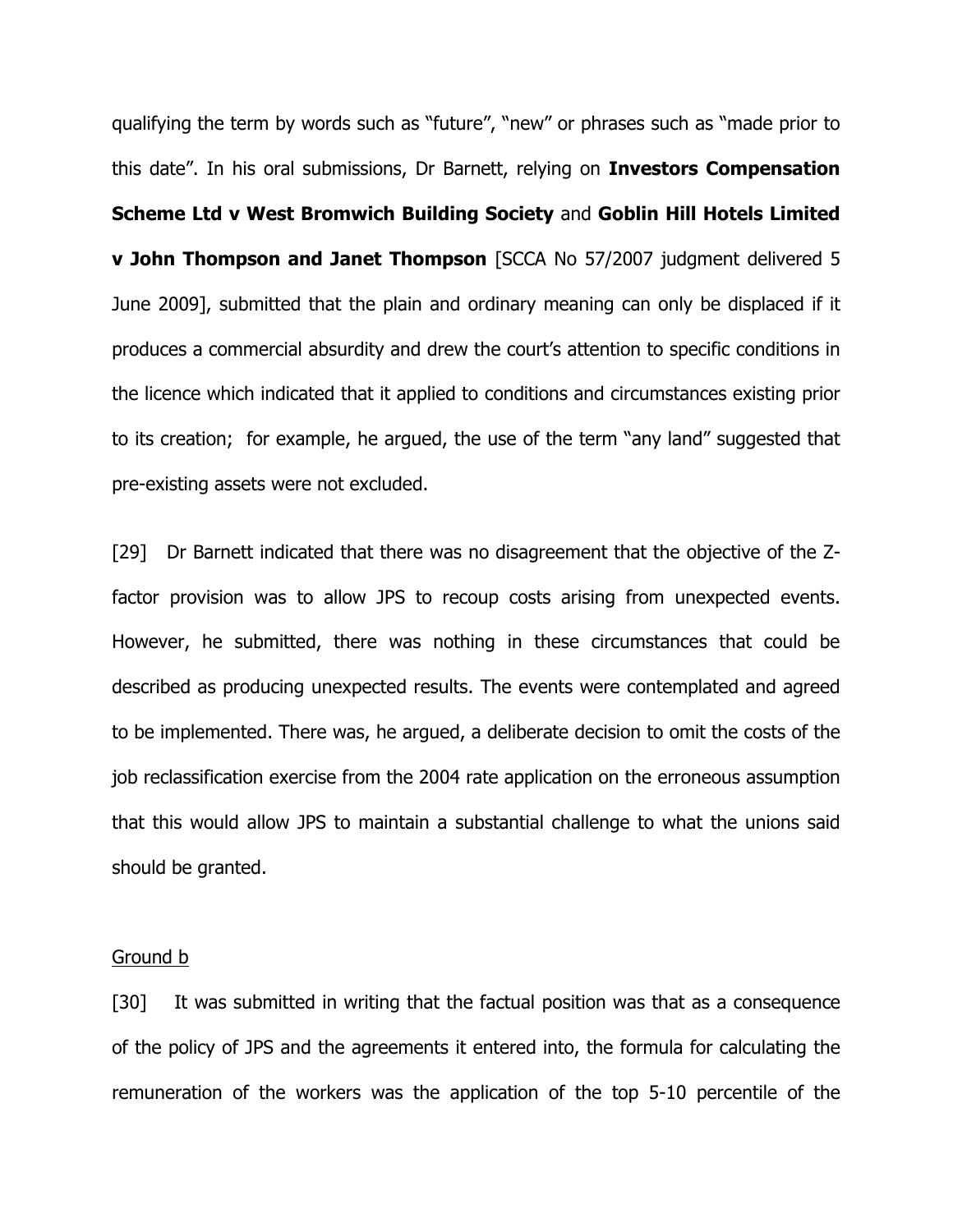qualifying the term by words such as "future", "new" or phrases such as "made prior to this date". In his oral submissions, Dr Barnett, relying on **Investors Compensation Scheme Ltd v West Bromwich Building Society** and **Goblin Hill Hotels Limited v John Thompson and Janet Thompson** [SCCA No 57/2007 judgment delivered 5 June 2009], submitted that the plain and ordinary meaning can only be displaced if it produces a commercial absurdity and drew the court's attention to specific conditions in the licence which indicated that it applied to conditions and circumstances existing prior to its creation; for example, he argued, the use of the term "any land" suggested that pre-existing assets were not excluded.

[29] Dr Barnett indicated that there was no disagreement that the objective of the Z-factor provision was to allow JPS to recoup costs arising from unexpected events. However, he submitted, there was nothing in these circumstances that could be described as producing unexpected results. The events were contemplated and agreed to be implemented. There was, he argued, a deliberate decision to omit the costs of the job reclassification exercise from the 2004 rate application on the erroneous assumption that this would allow JPS to maintain a substantial challenge to what the unions said should be granted.

<u>Ground b</u>

[30] It was submitted in writing that the factual position was that as a consequence of the policy of JPS and the agreements it entered into, the formula for calculating the remuneration of the workers was the application of the top 5-10 percentile of the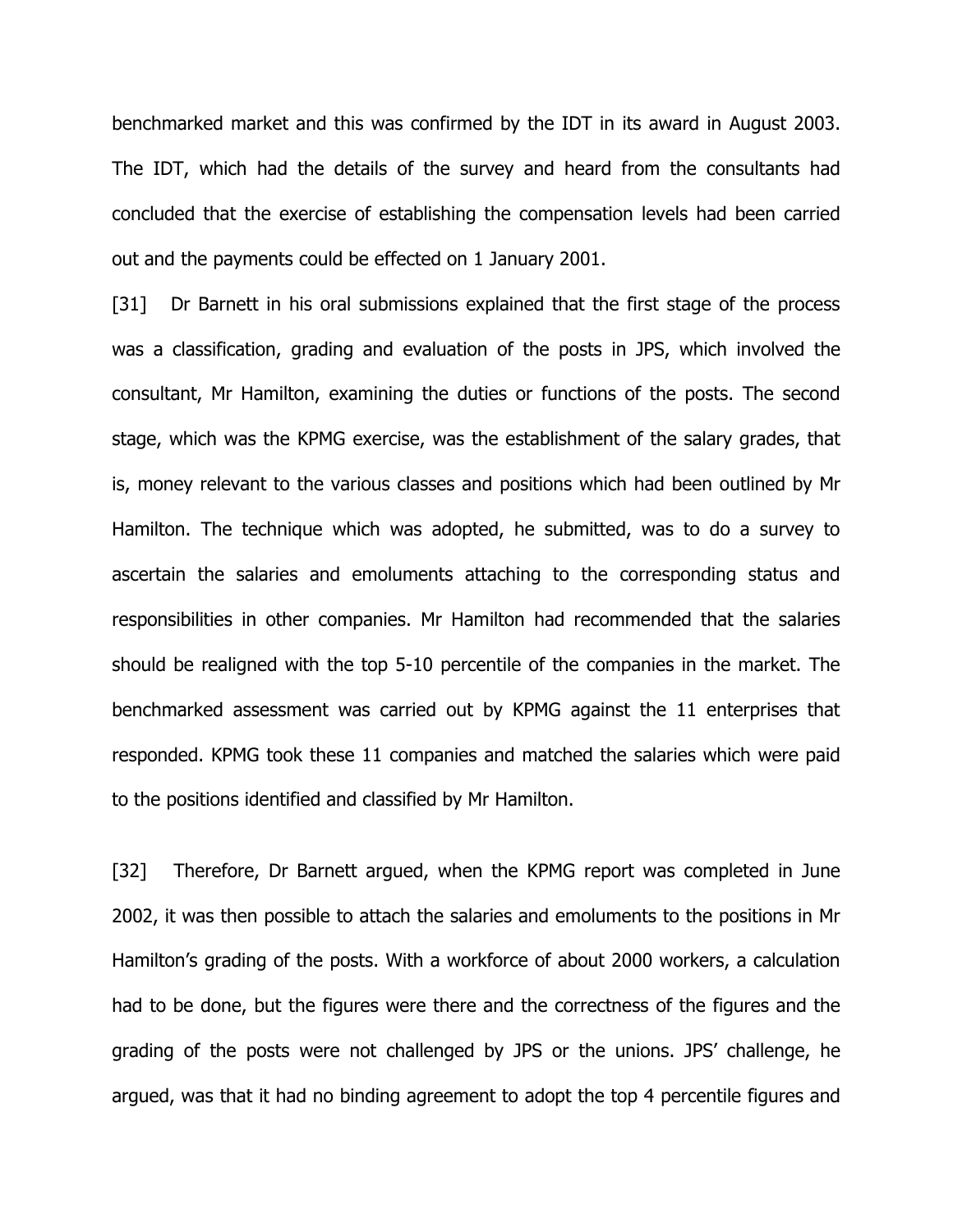benchmarked market and this was confirmed by the IDT in its award in August 2003. The IDT, which had the details of the survey and heard from the consultants had concluded that the exercise of establishing the compensation levels had been carried out and the payments could be effected on 1 January 2001.

[31] Dr Barnett in his oral submissions explained that the first stage of the process was a classification, grading and evaluation of the posts in JPS, which involved the consultant, Mr Hamilton, examining the duties or functions of the posts. The second stage, which was the KPMG exercise, was the establishment of the salary grades, that is, money relevant to the various classes and positions which had been outlined by Mr Hamilton. The technique which was adopted, he submitted, was to do a survey to ascertain the salaries and emoluments attaching to the corresponding status and responsibilities in other companies. Mr Hamilton had recommended that the salaries should be realigned with the top 5-10 percentile of the companies in the market. The benchmarked assessment was carried out by KPMG against the 11 enterprises that responded. KPMG took these 11 companies and matched the salaries which were paid to the positions identified and classified by Mr Hamilton.

[32] Therefore, Dr Barnett argued, when the KPMG report was completed in June 2002, it was then possible to attach the salaries and emoluments to the positions in Mr Hamilton's grading of the posts. With a workforce of about 2000 workers, a calculation had to be done, but the figures were there and the correctness of the figures and the grading of the posts were not challenged by JPS or the unions. JPS' challenge, he argued, was that it had no binding agreement to adopt the top 4 percentile figures and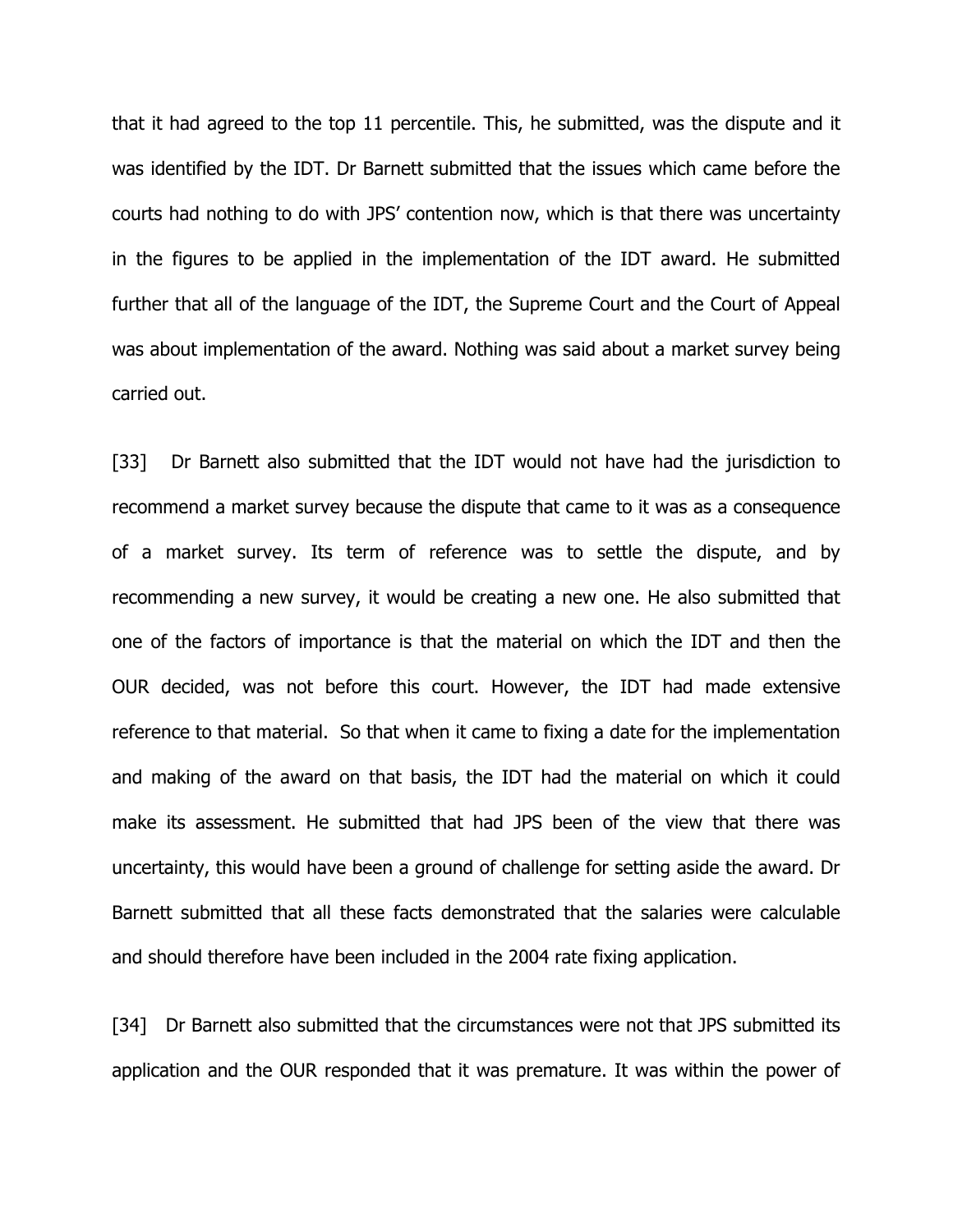that it had agreed to the top 11 percentile. This, he submitted, was the dispute and it was identified by the IDT. Dr Barnett submitted that the issues which came before the courts had nothing to do with JPS' contention now, which is that there was uncertainty in the figures to be applied in the implementation of the IDT award. He submitted further that all of the language of the IDT, the Supreme Court and the Court of Appeal was about implementation of the award. Nothing was said about a market survey being carried out.

[33] Dr Barnett also submitted that the IDT would not have had the jurisdiction to recommend a market survey because the dispute that came to it was as a consequence of a market survey. Its term of reference was to settle the dispute, and by recommending a new survey, it would be creating a new one. He also submitted that one of the factors of importance is that the material on which the IDT and then the OUR decided, was not before this court. However, the IDT had made extensive reference to that material. So that when it came to fixing a date for the implementation and making of the award on that basis, the IDT had the material on which it could make its assessment. He submitted that had JPS been of the view that there was uncertainty, this would have been a ground of challenge for setting aside the award. Dr Barnett submitted that all these facts demonstrated that the salaries were calculable and should therefore have been included in the 2004 rate fixing application.

[34] Dr Barnett also submitted that the circumstances were not that JPS submitted its application and the OUR responded that it was premature. It was within the power of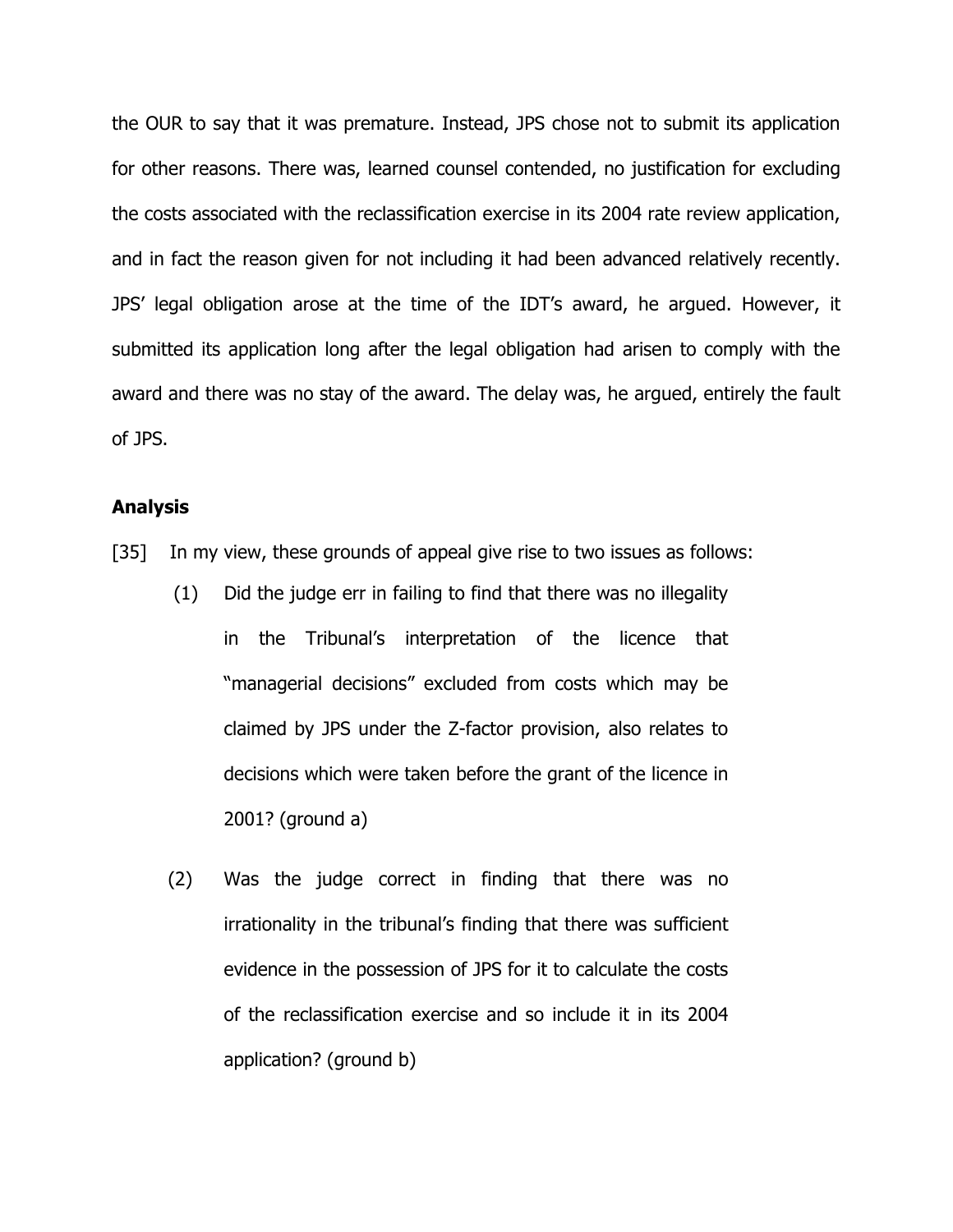the OUR to say that it was premature. Instead, JPS chose not to submit its application for other reasons. There was, learned counsel contended, no justification for excluding the costs associated with the reclassification exercise in its 2004 rate review application, and in fact the reason given for not including it had been advanced relatively recently. JPS' legal obligation arose at the time of the IDT's award, he argued. However, it submitted its application long after the legal obligation had arisen to comply with the award and there was no stay of the award. The delay was, he argued, entirely the fault of JPS.

**Analysis**

[35] In my view, these grounds of appeal give rise to two issues as follows:

(1) Did the judge err in failing to find that there was no illegality in the Tribunal's interpretation of the licence that "managerial decisions" excluded from costs which may be claimed by JPS under the Z-factor provision, also relates to decisions which were taken before the grant of the licence in 2001? (ground a)

(2) Was the judge correct in finding that there was no irrationality in the tribunal's finding that there was sufficient evidence in the possession of JPS for it to calculate the costs of the reclassification exercise and so include it in its 2004 application? (ground b)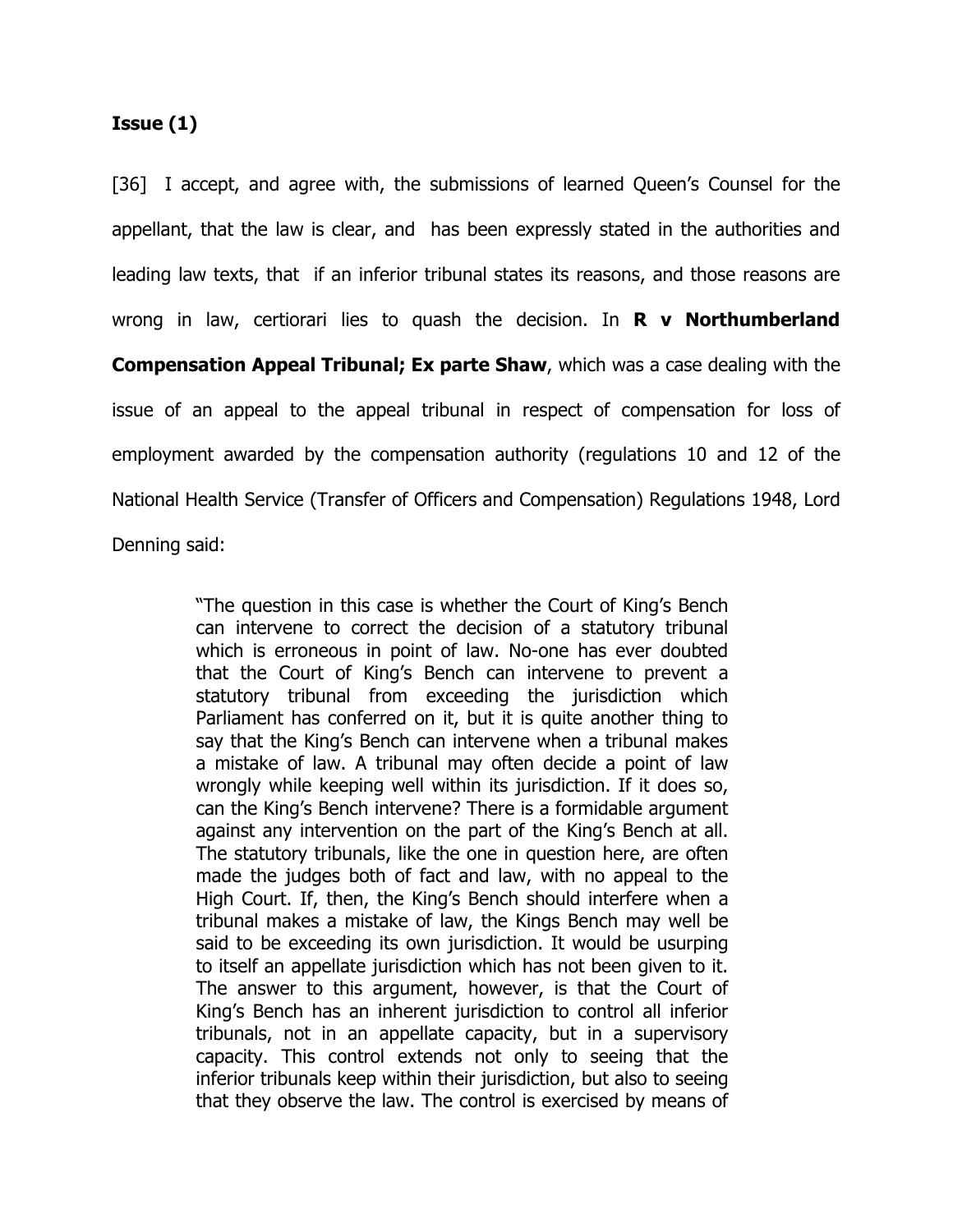**Issue (1)**

[36] I accept, and agree with, the submissions of learned Queen's Counsel for the appellant, that the law is clear, and has been expressly stated in the authorities and leading law texts, that if an inferior tribunal states its reasons, and those reasons are wrong in law, certiorari lies to quash the decision. In **R v Northumberland Compensation Appeal Tribunal; Ex parte Shaw**, which was a case dealing with the issue of an appeal to the appeal tribunal in respect of compensation for loss of employment awarded by the compensation authority (regulations 10 and 12 of the National Health Service (Transfer of Officers and Compensation) Regulations 1948, Lord Denning said:

> "The question in this case is whether the Court of King's Bench can intervene to correct the decision of a statutory tribunal which is erroneous in point of law. No-one has ever doubted that the Court of King's Bench can intervene to prevent a statutory tribunal from exceeding the jurisdiction which Parliament has conferred on it, but it is quite another thing to say that the King's Bench can intervene when a tribunal makes a mistake of law. A tribunal may often decide a point of law wrongly while keeping well within its jurisdiction. If it does so, can the King's Bench intervene? There is a formidable argument against any intervention on the part of the King's Bench at all. The statutory tribunals, like the one in question here, are often made the judges both of fact and law, with no appeal to the High Court. If, then, the King's Bench should interfere when a tribunal makes a mistake of law, the Kings Bench may well be said to be exceeding its own jurisdiction. It would be usurping to itself an appellate jurisdiction which has not been given to it. The answer to this argument, however, is that the Court of King's Bench has an inherent jurisdiction to control all inferior tribunals, not in an appellate capacity, but in a supervisory capacity. This control extends not only to seeing that the inferior tribunals keep within their jurisdiction, but also to seeing that they observe the law. The control is exercised by means of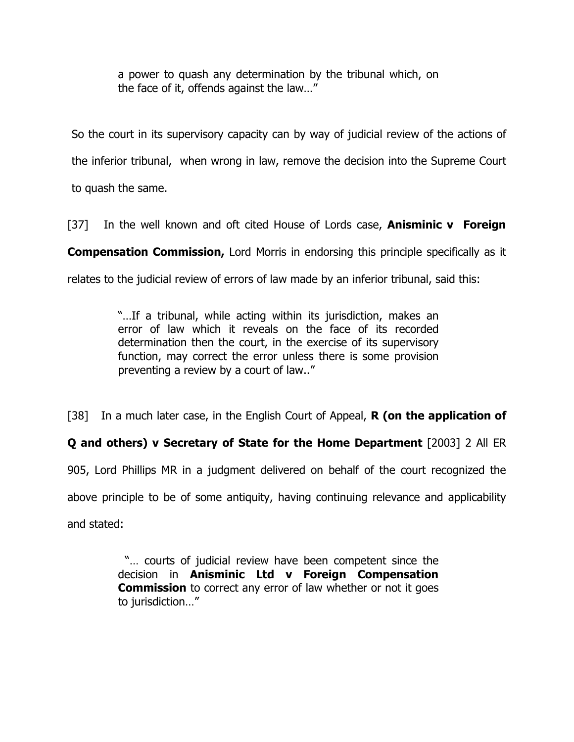> a power to quash any determination by the tribunal which, on the face of it, offends against the law…"

So the court in its supervisory capacity can by way of judicial review of the actions of the inferior tribunal, when wrong in law, remove the decision into the Supreme Court to quash the same.

[37] In the well known and oft cited House of Lords case, **Anisminic v Foreign Compensation Commission,** Lord Morris in endorsing this principle specifically as it relates to the judicial review of errors of law made by an inferior tribunal, said this:

> "…If a tribunal, while acting within its jurisdiction, makes an error of law which it reveals on the face of its recorded determination then the court, in the exercise of its supervisory function, may correct the error unless there is some provision preventing a review by a court of law.."

[38] In a much later case, in the English Court of Appeal, **R (on the application of Q and others) v Secretary of State for the Home Department** [2003] 2 All ER 905, Lord Phillips MR in a judgment delivered on behalf of the court recognized the above principle to be of some antiquity, having continuing relevance and applicability and stated:

> "… courts of judicial review have been competent since the decision in **Anisminic Ltd v Foreign Compensation Commission** to correct any error of law whether or not it goes to jurisdiction…"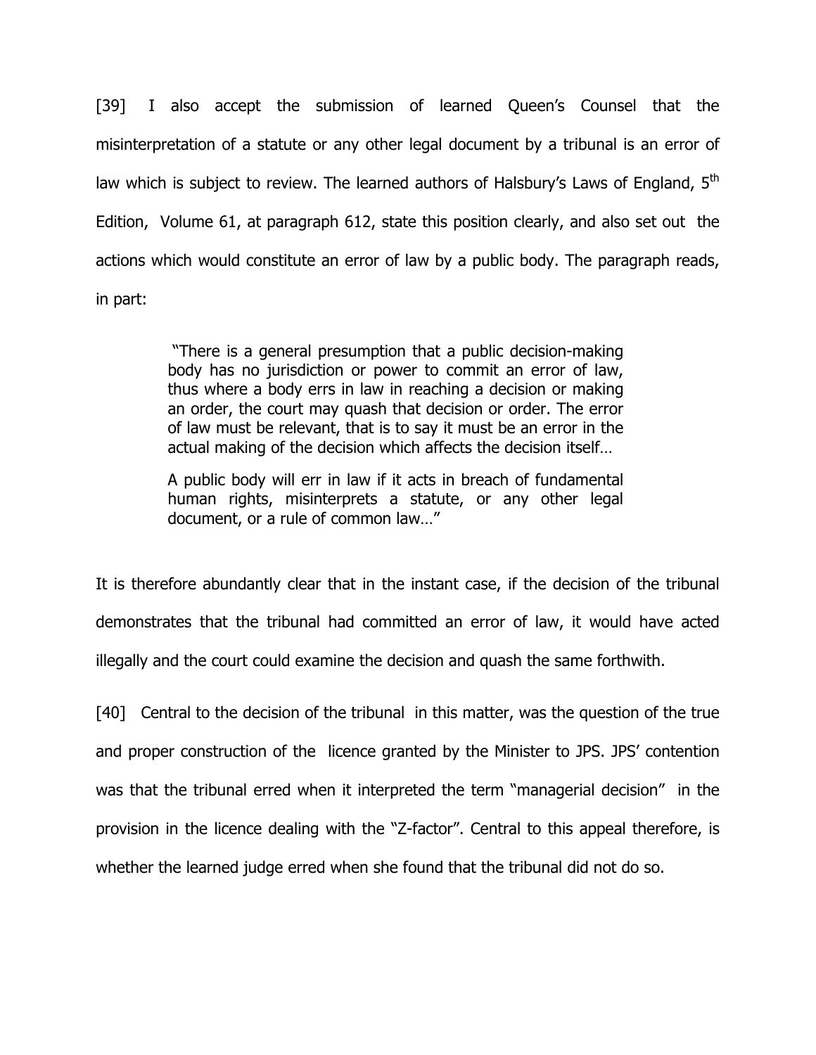[39] I also accept the submission of learned Queen's Counsel that the misinterpretation of a statute or any other legal document by a tribunal is an error of law which is subject to review. The learned authors of Halsbury's Laws of England, 5th Edition, Volume 61, at paragraph 612, state this position clearly, and also set out the actions which would constitute an error of law by a public body. The paragraph reads, in part:

> "There is a general presumption that a public decision-making body has no jurisdiction or power to commit an error of law, thus where a body errs in law in reaching a decision or making an order, the court may quash that decision or order. The error of law must be relevant, that is to say it must be an error in the actual making of the decision which affects the decision itself…
>
> A public body will err in law if it acts in breach of fundamental human rights, misinterprets a statute, or any other legal document, or a rule of common law…"

It is therefore abundantly clear that in the instant case, if the decision of the tribunal demonstrates that the tribunal had committed an error of law, it would have acted illegally and the court could examine the decision and quash the same forthwith.

[40] Central to the decision of the tribunal in this matter, was the question of the true and proper construction of the licence granted by the Minister to JPS. JPS' contention was that the tribunal erred when it interpreted the term "managerial decision" in the provision in the licence dealing with the "Z-factor". Central to this appeal therefore, is whether the learned judge erred when she found that the tribunal did not do so.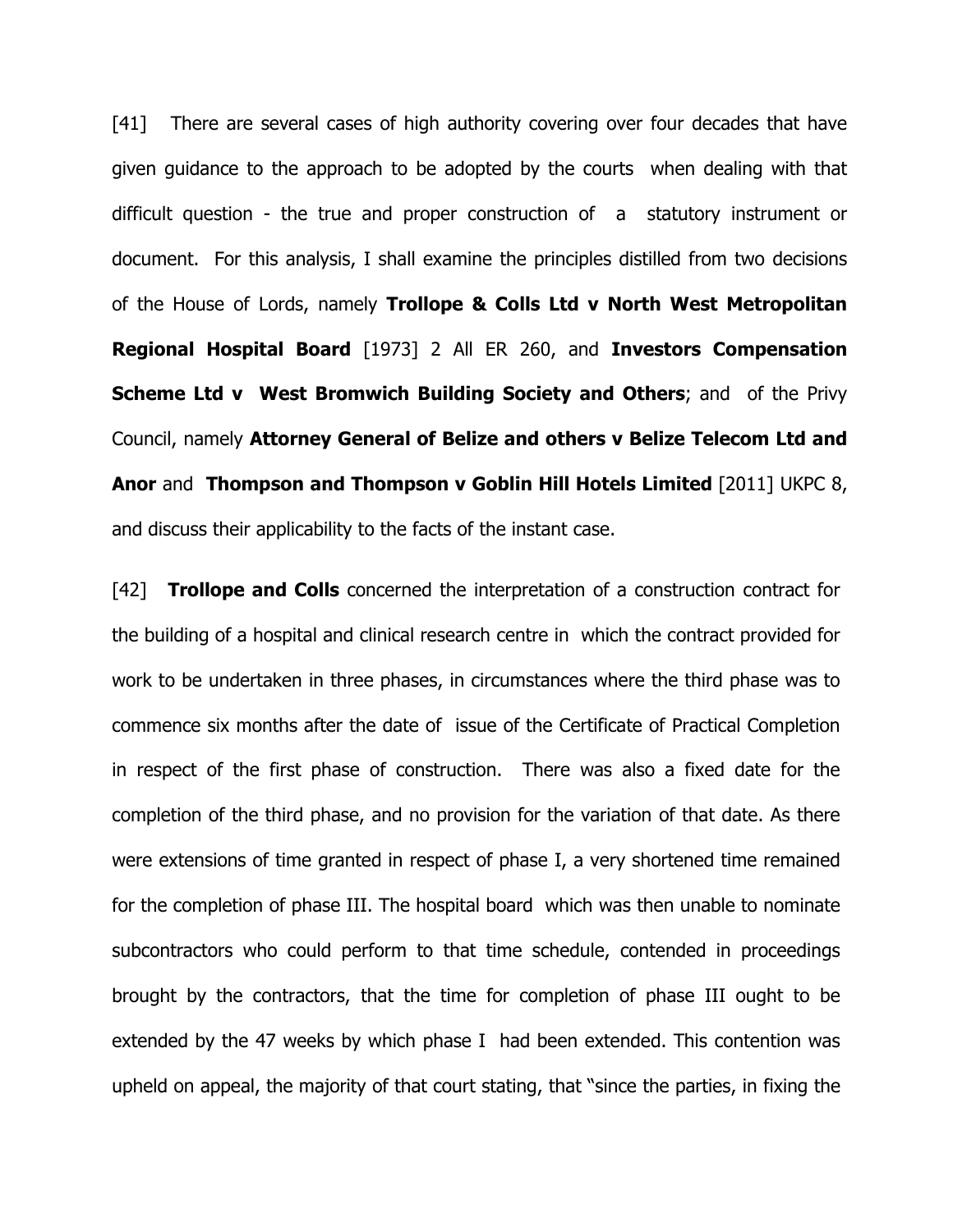[41] There are several cases of high authority covering over four decades that have given guidance to the approach to be adopted by the courts when dealing with that difficult question - the true and proper construction of a statutory instrument or document. For this analysis, I shall examine the principles distilled from two decisions of the House of Lords, namely **Trollope & Colls Ltd v North West Metropolitan Regional Hospital Board** [1973] 2 All ER 260, and **Investors Compensation Scheme Ltd v West Bromwich Building Society and Others**; and of the Privy Council, namely **Attorney General of Belize and others v Belize Telecom Ltd and Anor** and **Thompson and Thompson v Goblin Hill Hotels Limited** [2011] UKPC 8, and discuss their applicability to the facts of the instant case.

[42] **Trollope and Colls** concerned the interpretation of a construction contract for the building of a hospital and clinical research centre in which the contract provided for work to be undertaken in three phases, in circumstances where the third phase was to commence six months after the date of issue of the Certificate of Practical Completion in respect of the first phase of construction. There was also a fixed date for the completion of the third phase, and no provision for the variation of that date. As there were extensions of time granted in respect of phase I, a very shortened time remained for the completion of phase III. The hospital board which was then unable to nominate subcontractors who could perform to that time schedule, contended in proceedings brought by the contractors, that the time for completion of phase III ought to be extended by the 47 weeks by which phase I had been extended. This contention was upheld on appeal, the majority of that court stating, that "since the parties, in fixing the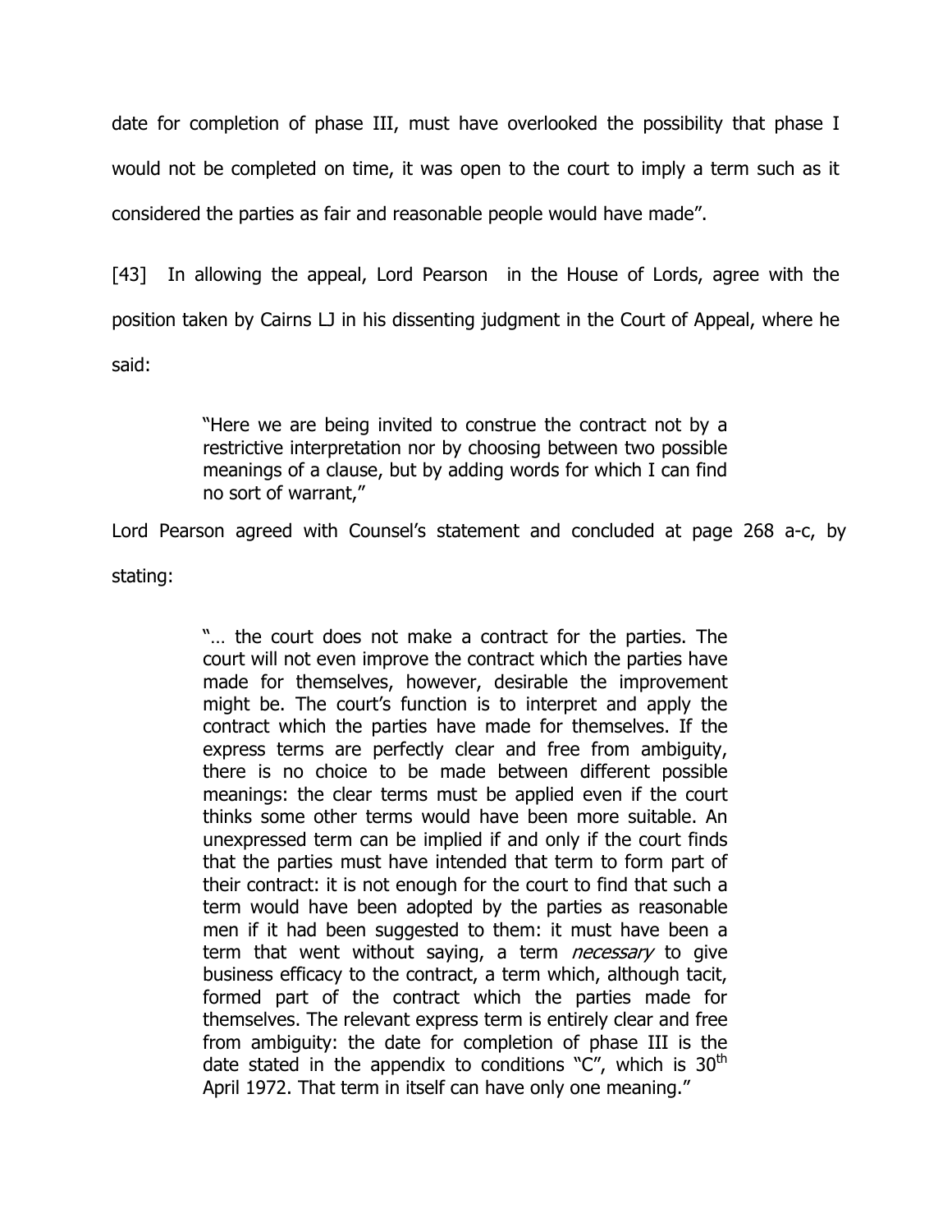date for completion of phase III, must have overlooked the possibility that phase I would not be completed on time, it was open to the court to imply a term such as it considered the parties as fair and reasonable people would have made".

[43] In allowing the appeal, Lord Pearson in the House of Lords, agree with the position taken by Cairns LJ in his dissenting judgment in the Court of Appeal, where he said:

> "Here we are being invited to construe the contract not by a restrictive interpretation nor by choosing between two possible meanings of a clause, but by adding words for which I can find no sort of warrant,"

Lord Pearson agreed with Counsel's statement and concluded at page 268 a-c, by stating:

> "… the court does not make a contract for the parties. The court will not even improve the contract which the parties have made for themselves, however, desirable the improvement might be. The court's function is to interpret and apply the contract which the parties have made for themselves. If the express terms are perfectly clear and free from ambiguity, there is no choice to be made between different possible meanings: the clear terms must be applied even if the court thinks some other terms would have been more suitable. An unexpressed term can be implied if and only if the court finds that the parties must have intended that term to form part of their contract: it is not enough for the court to find that such a term would have been adopted by the parties as reasonable men if it had been suggested to them: it must have been a term that went without saying, a term *necessary* to give business efficacy to the contract, a term which, although tacit, formed part of the contract which the parties made for themselves. The relevant express term is entirely clear and free from ambiguity: the date for completion of phase III is the date stated in the appendix to conditions "C", which is 30th April 1972. That term in itself can have only one meaning."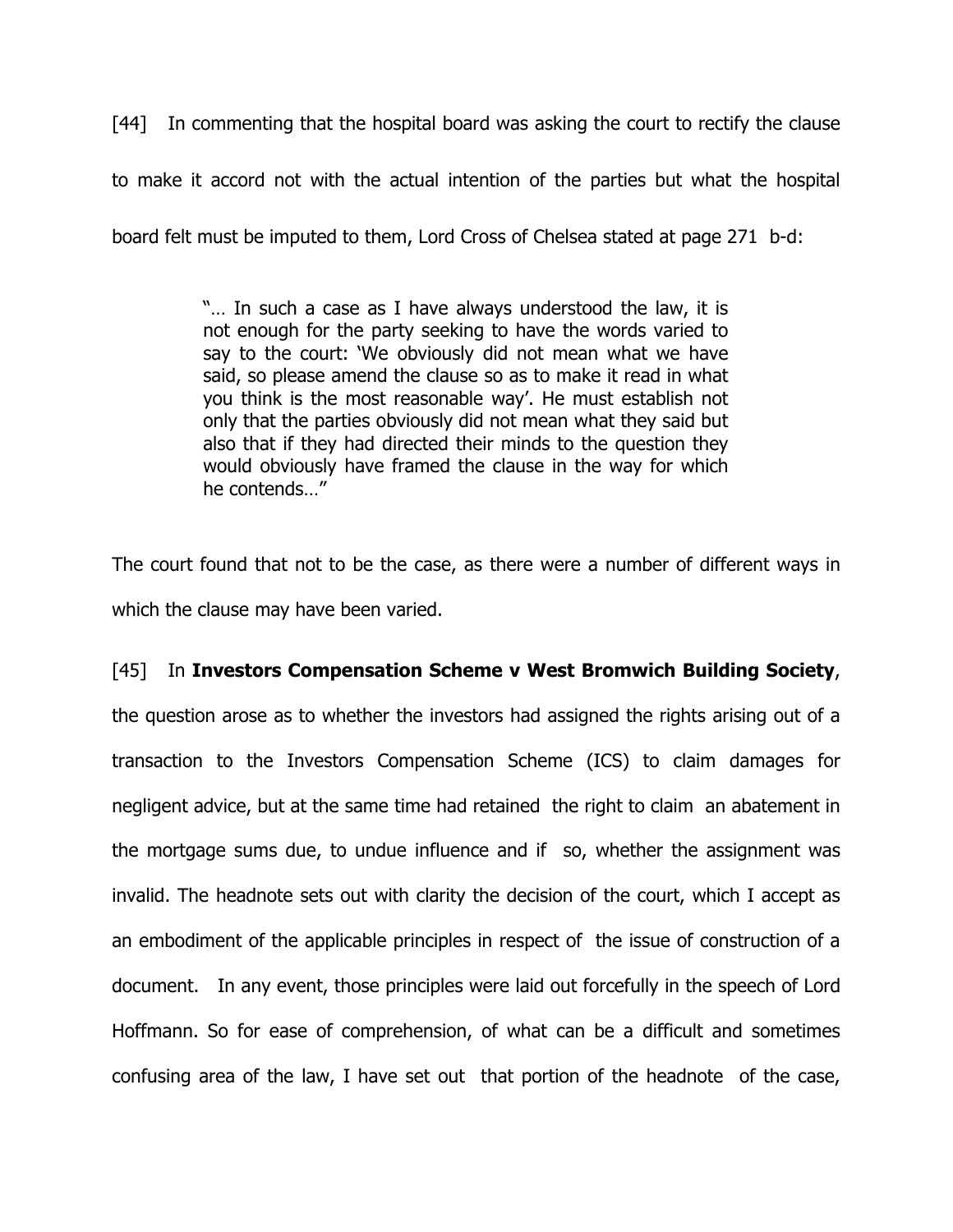[44] In commenting that the hospital board was asking the court to rectify the clause to make it accord not with the actual intention of the parties but what the hospital board felt must be imputed to them, Lord Cross of Chelsea stated at page 271 b-d:

> "… In such a case as I have always understood the law, it is not enough for the party seeking to have the words varied to say to the court: 'We obviously did not mean what we have said, so please amend the clause so as to make it read in what you think is the most reasonable way'. He must establish not only that the parties obviously did not mean what they said but also that if they had directed their minds to the question they would obviously have framed the clause in the way for which he contends…"

The court found that not to be the case, as there were a number of different ways in which the clause may have been varied.

[45] In **Investors Compensation Scheme v West Bromwich Building Society**, the question arose as to whether the investors had assigned the rights arising out of a transaction to the Investors Compensation Scheme (ICS) to claim damages for negligent advice, but at the same time had retained the right to claim an abatement in the mortgage sums due, to undue influence and if so, whether the assignment was invalid. The headnote sets out with clarity the decision of the court, which I accept as an embodiment of the applicable principles in respect of the issue of construction of a document. In any event, those principles were laid out forcefully in the speech of Lord Hoffmann. So for ease of comprehension, of what can be a difficult and sometimes confusing area of the law, I have set out that portion of the headnote of the case,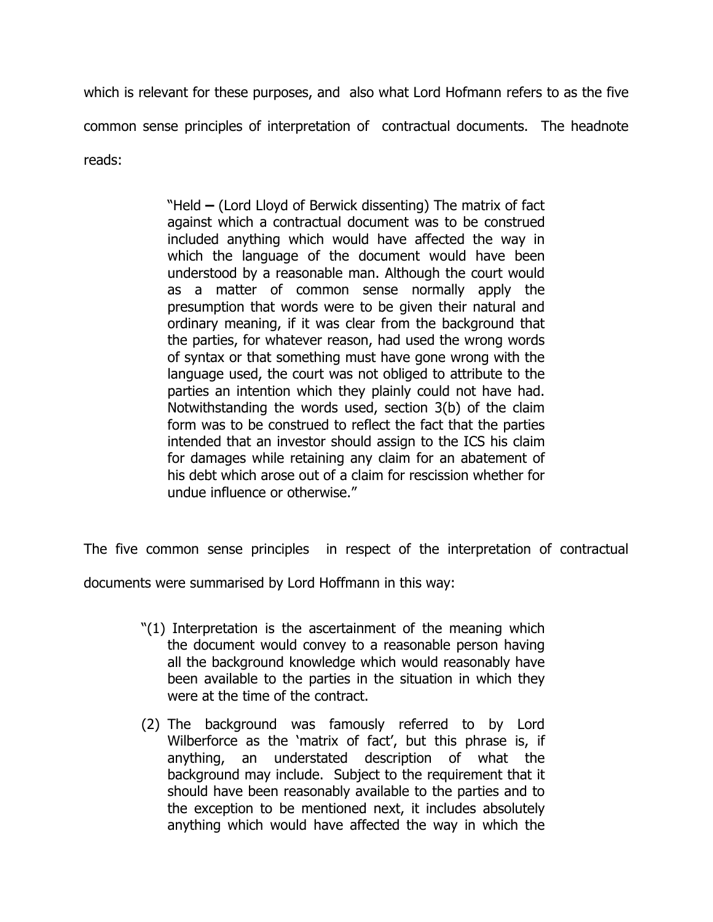which is relevant for these purposes, and also what Lord Hofmann refers to as the five common sense principles of interpretation of contractual documents. The headnote reads:

> "Held **–** (Lord Lloyd of Berwick dissenting) The matrix of fact against which a contractual document was to be construed included anything which would have affected the way in which the language of the document would have been understood by a reasonable man. Although the court would as a matter of common sense normally apply the presumption that words were to be given their natural and ordinary meaning, if it was clear from the background that the parties, for whatever reason, had used the wrong words of syntax or that something must have gone wrong with the language used, the court was not obliged to attribute to the parties an intention which they plainly could not have had. Notwithstanding the words used, section 3(b) of the claim form was to be construed to reflect the fact that the parties intended that an investor should assign to the ICS his claim for damages while retaining any claim for an abatement of his debt which arose out of a claim for rescission whether for undue influence or otherwise."

The five common sense principles in respect of the interpretation of contractual documents were summarised by Lord Hoffmann in this way:

> "(1) Interpretation is the ascertainment of the meaning which the document would convey to a reasonable person having all the background knowledge which would reasonably have been available to the parties in the situation in which they were at the time of the contract.
>
> (2) The background was famously referred to by Lord Wilberforce as the 'matrix of fact', but this phrase is, if anything, an understated description of what the background may include. Subject to the requirement that it should have been reasonably available to the parties and to the exception to be mentioned next, it includes absolutely anything which would have affected the way in which the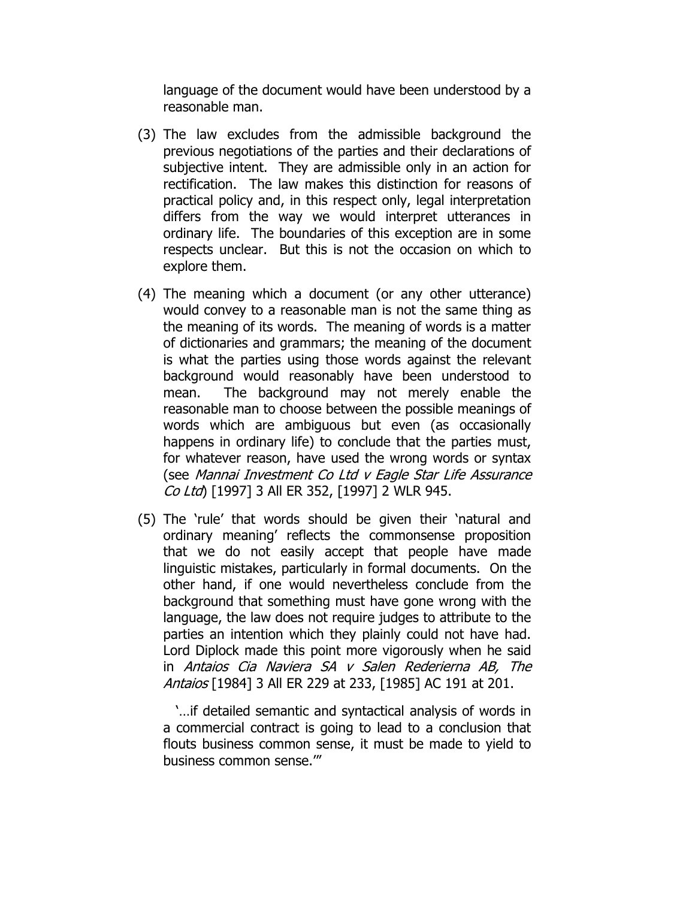language of the document would have been understood by a reasonable man.

(3) The law excludes from the admissible background the previous negotiations of the parties and their declarations of subjective intent. They are admissible only in an action for rectification. The law makes this distinction for reasons of practical policy and, in this respect only, legal interpretation differs from the way we would interpret utterances in ordinary life. The boundaries of this exception are in some respects unclear. But this is not the occasion on which to explore them.

(4) The meaning which a document (or any other utterance) would convey to a reasonable man is not the same thing as the meaning of its words. The meaning of words is a matter of dictionaries and grammars; the meaning of the document is what the parties using those words against the relevant background would reasonably have been understood to mean. The background may not merely enable the reasonable man to choose between the possible meanings of words which are ambiguous but even (as occasionally happens in ordinary life) to conclude that the parties must, for whatever reason, have used the wrong words or syntax (see *Mannai Investment Co Ltd v Eagle Star Life Assurance Co Ltd*) [1997] 3 All ER 352, [1997] 2 WLR 945.

(5) The 'rule' that words should be given their 'natural and ordinary meaning' reflects the commonsense proposition that we do not easily accept that people have made linguistic mistakes, particularly in formal documents. On the other hand, if one would nevertheless conclude from the background that something must have gone wrong with the language, the law does not require judges to attribute to the parties an intention which they plainly could not have had. Lord Diplock made this point more vigorously when he said in *Antaios Cia Naviera SA v Salen Rederierna AB, The Antaios* [1984] 3 All ER 229 at 233, [1985] AC 191 at 201.

'…if detailed semantic and syntactical analysis of words in a commercial contract is going to lead to a conclusion that flouts business common sense, it must be made to yield to business common sense.'"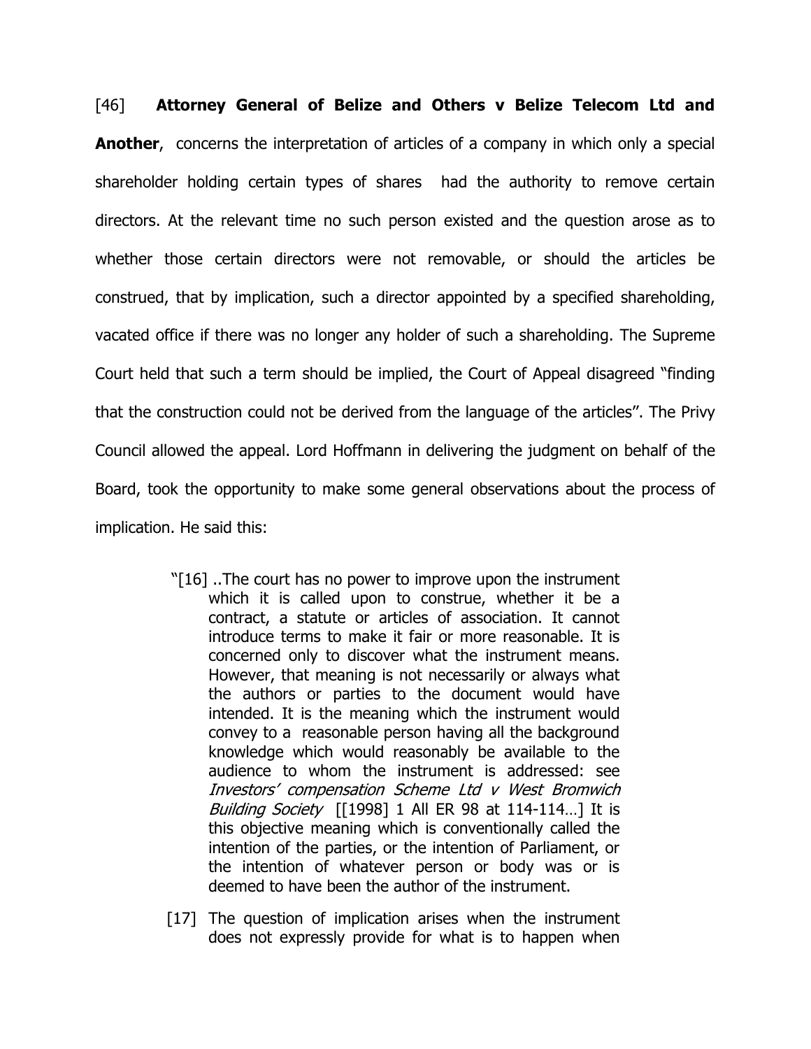[46] **Attorney General of Belize and Others v Belize Telecom Ltd and Another**, concerns the interpretation of articles of a company in which only a special shareholder holding certain types of shares had the authority to remove certain directors. At the relevant time no such person existed and the question arose as to whether those certain directors were not removable, or should the articles be construed, that by implication, such a director appointed by a specified shareholding, vacated office if there was no longer any holder of such a shareholding. The Supreme Court held that such a term should be implied, the Court of Appeal disagreed "finding that the construction could not be derived from the language of the articles". The Privy Council allowed the appeal. Lord Hoffmann in delivering the judgment on behalf of the Board, took the opportunity to make some general observations about the process of implication. He said this:

> "[16] ..The court has no power to improve upon the instrument which it is called upon to construe, whether it be a contract, a statute or articles of association. It cannot introduce terms to make it fair or more reasonable. It is concerned only to discover what the instrument means. However, that meaning is not necessarily or always what the authors or parties to the document would have intended. It is the meaning which the instrument would convey to a reasonable person having all the background knowledge which would reasonably be available to the audience to whom the instrument is addressed: see *Investors' compensation Scheme Ltd v West Bromwich Building Society* [[1998] 1 All ER 98 at 114-114…] It is this objective meaning which is conventionally called the intention of the parties, or the intention of Parliament, or the intention of whatever person or body was or is deemed to have been the author of the instrument.
>
> [17] The question of implication arises when the instrument does not expressly provide for what is to happen when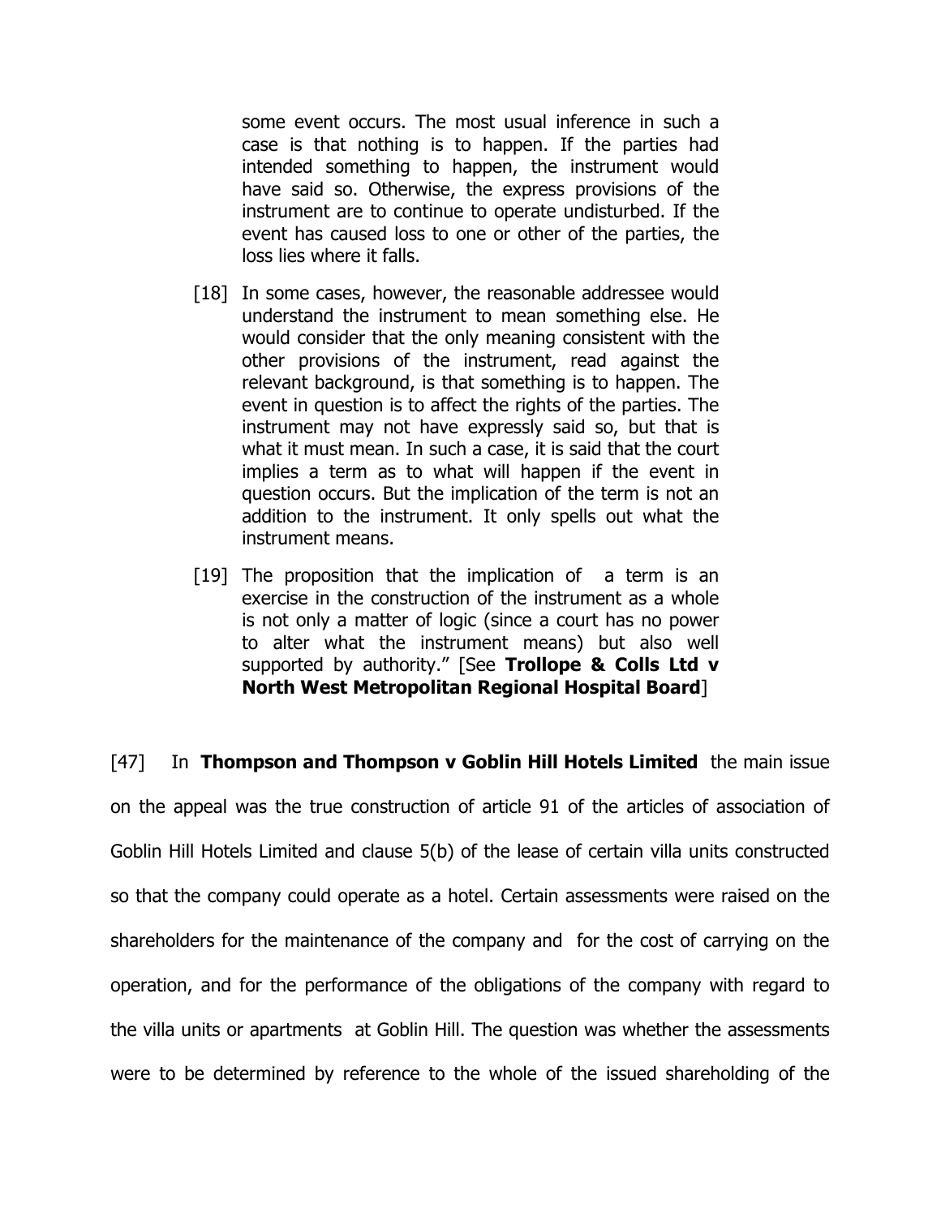> some event occurs. The most usual inference in such a case is that nothing is to happen. If the parties had intended something to happen, the instrument would have said so. Otherwise, the express provisions of the instrument are to continue to operate undisturbed. If the event has caused loss to one or other of the parties, the loss lies where it falls.
>
> [18] In some cases, however, the reasonable addressee would understand the instrument to mean something else. He would consider that the only meaning consistent with the other provisions of the instrument, read against the relevant background, is that something is to happen. The event in question is to affect the rights of the parties. The instrument may not have expressly said so, but that is what it must mean. In such a case, it is said that the court implies a term as to what will happen if the event in question occurs. But the implication of the term is not an addition to the instrument. It only spells out what the instrument means.
>
> [19] The proposition that the implication of a term is an exercise in the construction of the instrument as a whole is not only a matter of logic (since a court has no power to alter what the instrument means) but also well supported by authority." [See **Trollope & Colls Ltd v North West Metropolitan Regional Hospital Board**]

[47] In **Thompson and Thompson v Goblin Hill Hotels Limited** the main issue on the appeal was the true construction of article 91 of the articles of association of Goblin Hill Hotels Limited and clause 5(b) of the lease of certain villa units constructed so that the company could operate as a hotel. Certain assessments were raised on the shareholders for the maintenance of the company and for the cost of carrying on the operation, and for the performance of the obligations of the company with regard to the villa units or apartments at Goblin Hill. The question was whether the assessments were to be determined by reference to the whole of the issued shareholding of the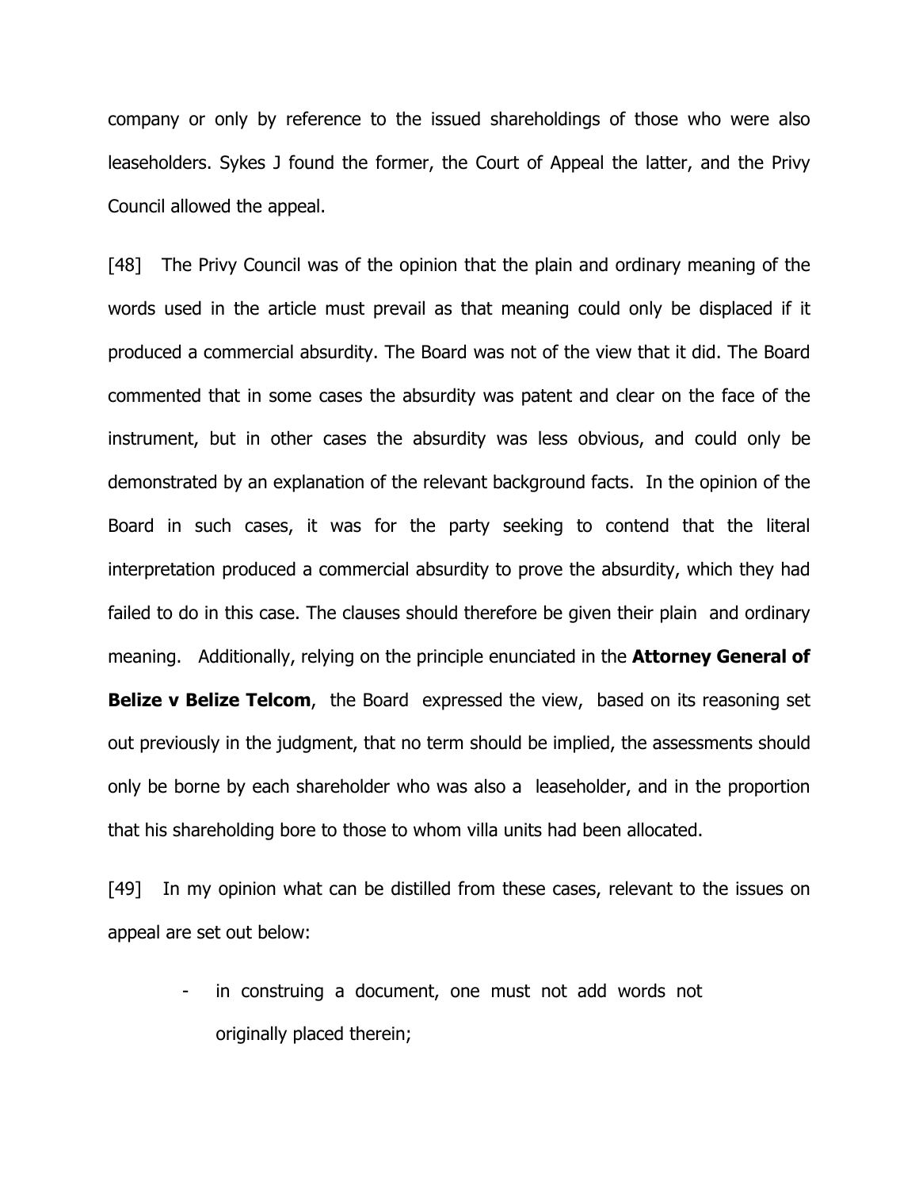company or only by reference to the issued shareholdings of those who were also leaseholders. Sykes J found the former, the Court of Appeal the latter, and the Privy Council allowed the appeal.

[48] The Privy Council was of the opinion that the plain and ordinary meaning of the words used in the article must prevail as that meaning could only be displaced if it produced a commercial absurdity. The Board was not of the view that it did. The Board commented that in some cases the absurdity was patent and clear on the face of the instrument, but in other cases the absurdity was less obvious, and could only be demonstrated by an explanation of the relevant background facts. In the opinion of the Board in such cases, it was for the party seeking to contend that the literal interpretation produced a commercial absurdity to prove the absurdity, which they had failed to do in this case. The clauses should therefore be given their plain and ordinary meaning. Additionally, relying on the principle enunciated in the **Attorney General of Belize v Belize Telcom**, the Board expressed the view, based on its reasoning set out previously in the judgment, that no term should be implied, the assessments should only be borne by each shareholder who was also a leaseholder, and in the proportion that his shareholding bore to those to whom villa units had been allocated.

[49] In my opinion what can be distilled from these cases, relevant to the issues on appeal are set out below:

- in construing a document, one must not add words not originally placed therein;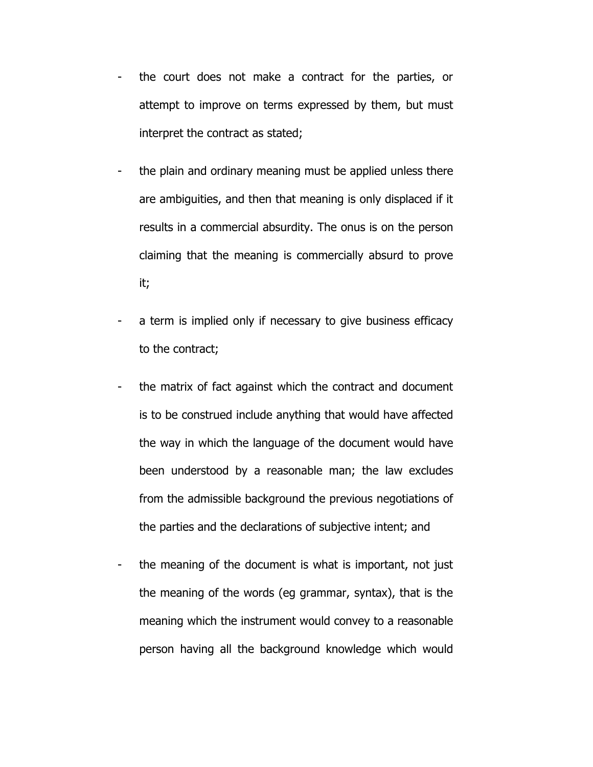- the court does not make a contract for the parties, or attempt to improve on terms expressed by them, but must interpret the contract as stated;

- the plain and ordinary meaning must be applied unless there are ambiguities, and then that meaning is only displaced if it results in a commercial absurdity. The onus is on the person claiming that the meaning is commercially absurd to prove it;

- a term is implied only if necessary to give business efficacy to the contract;

- the matrix of fact against which the contract and document is to be construed include anything that would have affected the way in which the language of the document would have been understood by a reasonable man; the law excludes from the admissible background the previous negotiations of the parties and the declarations of subjective intent; and

- the meaning of the document is what is important, not just the meaning of the words (eg grammar, syntax), that is the meaning which the instrument would convey to a reasonable person having all the background knowledge which would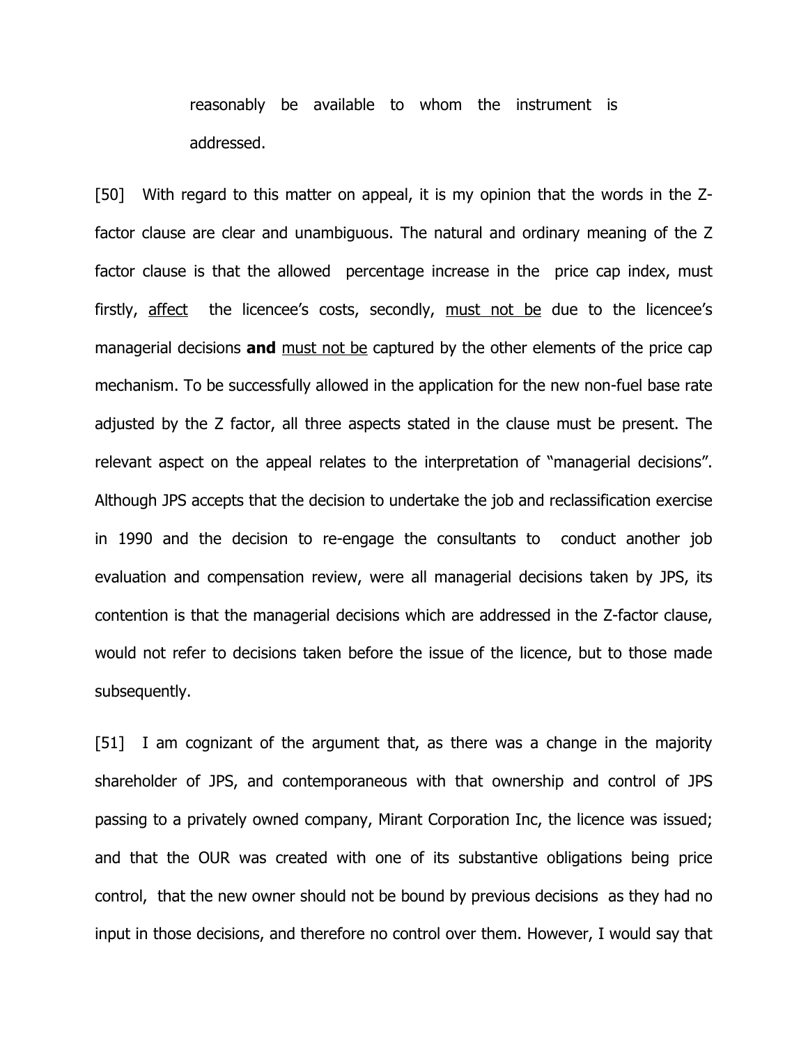reasonably be available to whom the instrument is addressed.

[50] With regard to this matter on appeal, it is my opinion that the words in the Z-factor clause are clear and unambiguous. The natural and ordinary meaning of the Z factor clause is that the allowed percentage increase in the price cap index, must firstly, <u>affect</u> the licencee's costs, secondly, <u>must not be</u> due to the licencee's managerial decisions **and** <u>must not be</u> captured by the other elements of the price cap mechanism. To be successfully allowed in the application for the new non-fuel base rate adjusted by the Z factor, all three aspects stated in the clause must be present. The relevant aspect on the appeal relates to the interpretation of "managerial decisions". Although JPS accepts that the decision to undertake the job and reclassification exercise in 1990 and the decision to re-engage the consultants to conduct another job evaluation and compensation review, were all managerial decisions taken by JPS, its contention is that the managerial decisions which are addressed in the Z-factor clause, would not refer to decisions taken before the issue of the licence, but to those made subsequently.

[51] I am cognizant of the argument that, as there was a change in the majority shareholder of JPS, and contemporaneous with that ownership and control of JPS passing to a privately owned company, Mirant Corporation Inc, the licence was issued; and that the OUR was created with one of its substantive obligations being price control, that the new owner should not be bound by previous decisions as they had no input in those decisions, and therefore no control over them. However, I would say that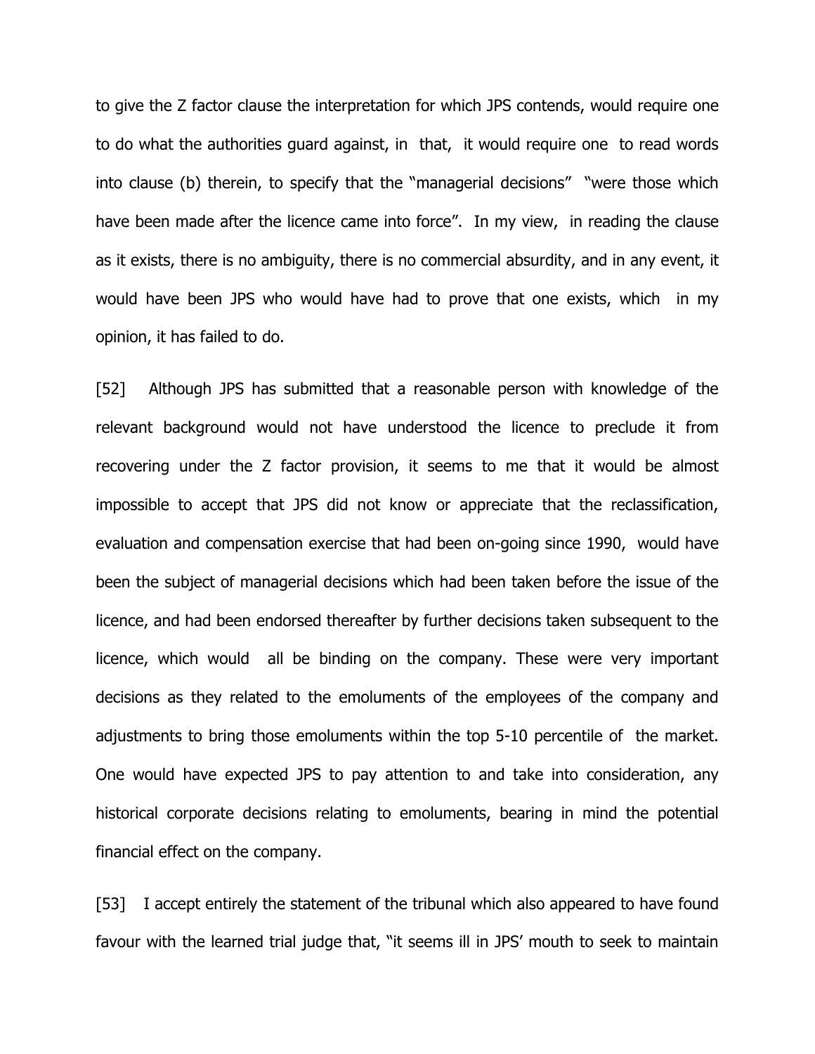to give the Z factor clause the interpretation for which JPS contends, would require one to do what the authorities guard against, in that, it would require one to read words into clause (b) therein, to specify that the "managerial decisions" "were those which have been made after the licence came into force". In my view, in reading the clause as it exists, there is no ambiguity, there is no commercial absurdity, and in any event, it would have been JPS who would have had to prove that one exists, which in my opinion, it has failed to do.

[52] Although JPS has submitted that a reasonable person with knowledge of the relevant background would not have understood the licence to preclude it from recovering under the Z factor provision, it seems to me that it would be almost impossible to accept that JPS did not know or appreciate that the reclassification, evaluation and compensation exercise that had been on-going since 1990, would have been the subject of managerial decisions which had been taken before the issue of the licence, and had been endorsed thereafter by further decisions taken subsequent to the licence, which would all be binding on the company. These were very important decisions as they related to the emoluments of the employees of the company and adjustments to bring those emoluments within the top 5-10 percentile of the market. One would have expected JPS to pay attention to and take into consideration, any historical corporate decisions relating to emoluments, bearing in mind the potential financial effect on the company.

[53] I accept entirely the statement of the tribunal which also appeared to have found favour with the learned trial judge that, "it seems ill in JPS' mouth to seek to maintain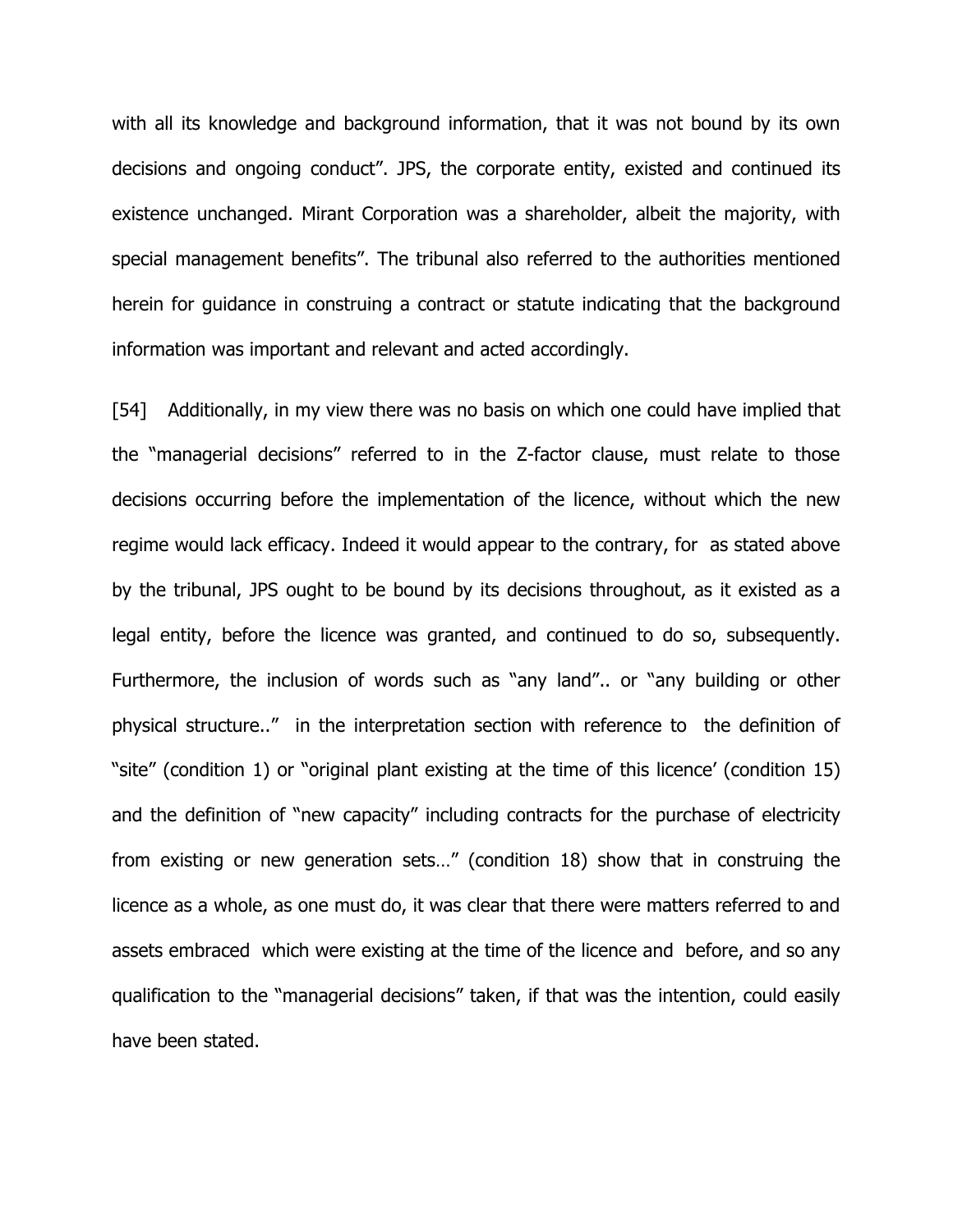with all its knowledge and background information, that it was not bound by its own decisions and ongoing conduct". JPS, the corporate entity, existed and continued its existence unchanged. Mirant Corporation was a shareholder, albeit the majority, with special management benefits". The tribunal also referred to the authorities mentioned herein for guidance in construing a contract or statute indicating that the background information was important and relevant and acted accordingly.

[54] Additionally, in my view there was no basis on which one could have implied that the "managerial decisions" referred to in the Z-factor clause, must relate to those decisions occurring before the implementation of the licence, without which the new regime would lack efficacy. Indeed it would appear to the contrary, for as stated above by the tribunal, JPS ought to be bound by its decisions throughout, as it existed as a legal entity, before the licence was granted, and continued to do so, subsequently. Furthermore, the inclusion of words such as "any land".. or "any building or other physical structure.." in the interpretation section with reference to the definition of "site" (condition 1) or "original plant existing at the time of this licence' (condition 15) and the definition of "new capacity" including contracts for the purchase of electricity from existing or new generation sets…" (condition 18) show that in construing the licence as a whole, as one must do, it was clear that there were matters referred to and assets embraced which were existing at the time of the licence and before, and so any qualification to the "managerial decisions" taken, if that was the intention, could easily have been stated.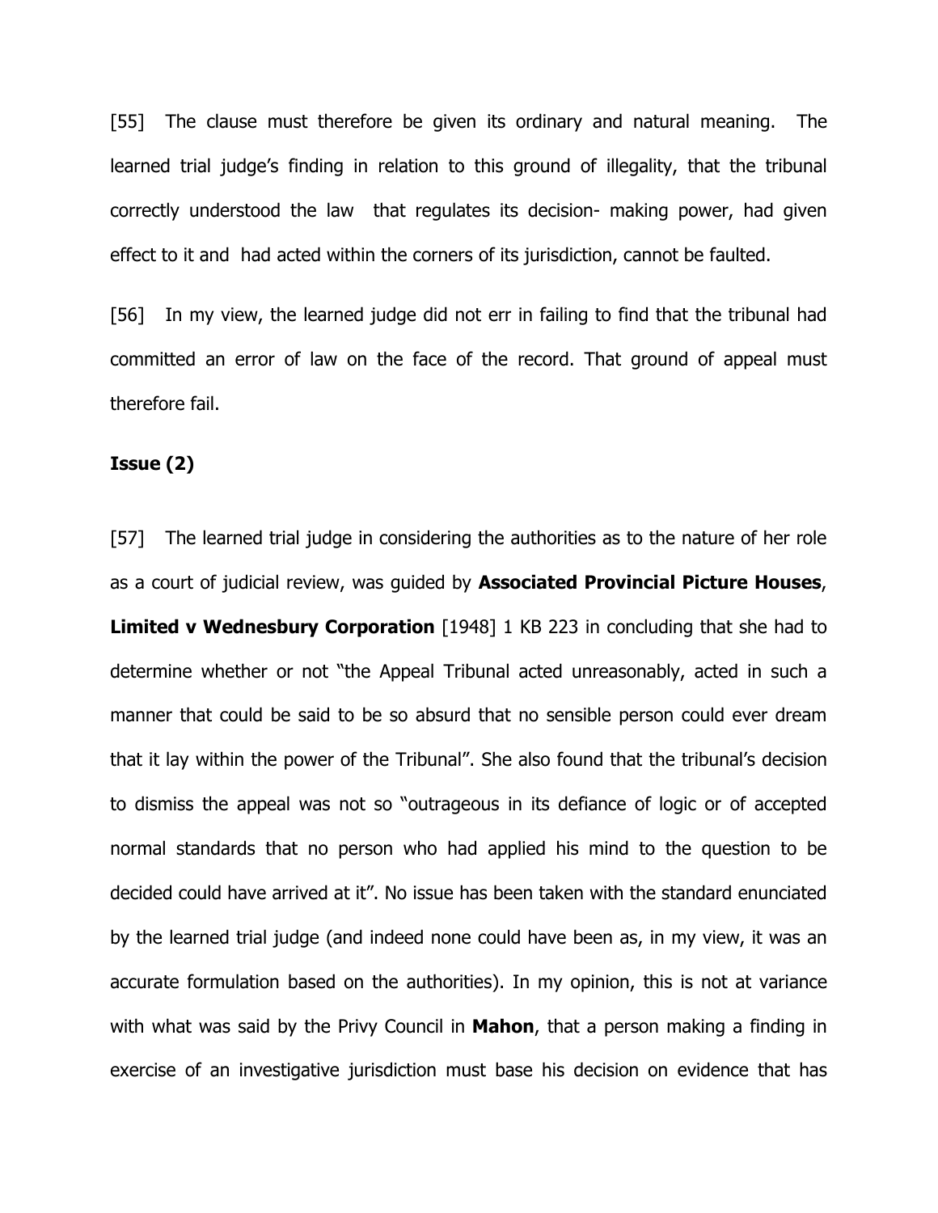[55] The clause must therefore be given its ordinary and natural meaning. The learned trial judge's finding in relation to this ground of illegality, that the tribunal correctly understood the law that regulates its decision- making power, had given effect to it and had acted within the corners of its jurisdiction, cannot be faulted.

[56] In my view, the learned judge did not err in failing to find that the tribunal had committed an error of law on the face of the record. That ground of appeal must therefore fail.

**Issue (2)**

[57] The learned trial judge in considering the authorities as to the nature of her role as a court of judicial review, was guided by **Associated Provincial Picture Houses, Limited v Wednesbury Corporation** [1948] 1 KB 223 in concluding that she had to determine whether or not "the Appeal Tribunal acted unreasonably, acted in such a manner that could be said to be so absurd that no sensible person could ever dream that it lay within the power of the Tribunal". She also found that the tribunal's decision to dismiss the appeal was not so "outrageous in its defiance of logic or of accepted normal standards that no person who had applied his mind to the question to be decided could have arrived at it". No issue has been taken with the standard enunciated by the learned trial judge (and indeed none could have been as, in my view, it was an accurate formulation based on the authorities). In my opinion, this is not at variance with what was said by the Privy Council in **Mahon**, that a person making a finding in exercise of an investigative jurisdiction must base his decision on evidence that has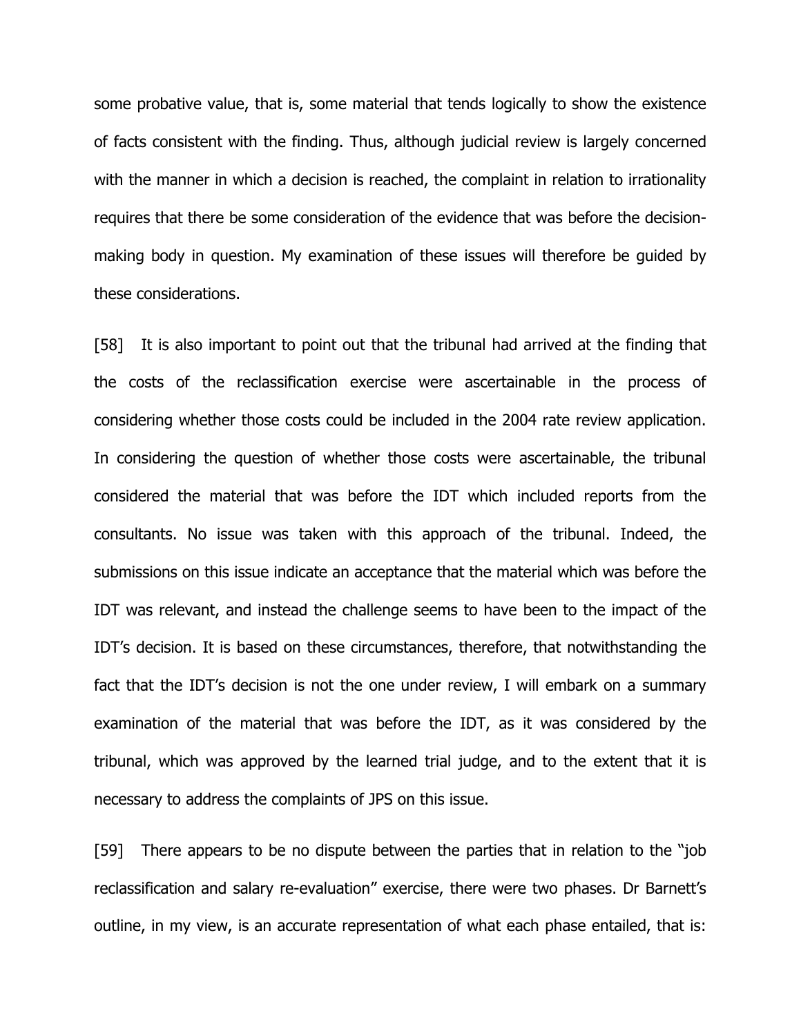some probative value, that is, some material that tends logically to show the existence of facts consistent with the finding. Thus, although judicial review is largely concerned with the manner in which a decision is reached, the complaint in relation to irrationality requires that there be some consideration of the evidence that was before the decision-making body in question. My examination of these issues will therefore be guided by these considerations.

[58] It is also important to point out that the tribunal had arrived at the finding that the costs of the reclassification exercise were ascertainable in the process of considering whether those costs could be included in the 2004 rate review application. In considering the question of whether those costs were ascertainable, the tribunal considered the material that was before the IDT which included reports from the consultants. No issue was taken with this approach of the tribunal. Indeed, the submissions on this issue indicate an acceptance that the material which was before the IDT was relevant, and instead the challenge seems to have been to the impact of the IDT's decision. It is based on these circumstances, therefore, that notwithstanding the fact that the IDT's decision is not the one under review, I will embark on a summary examination of the material that was before the IDT, as it was considered by the tribunal, which was approved by the learned trial judge, and to the extent that it is necessary to address the complaints of JPS on this issue.

[59] There appears to be no dispute between the parties that in relation to the "job reclassification and salary re-evaluation" exercise, there were two phases. Dr Barnett's outline, in my view, is an accurate representation of what each phase entailed, that is: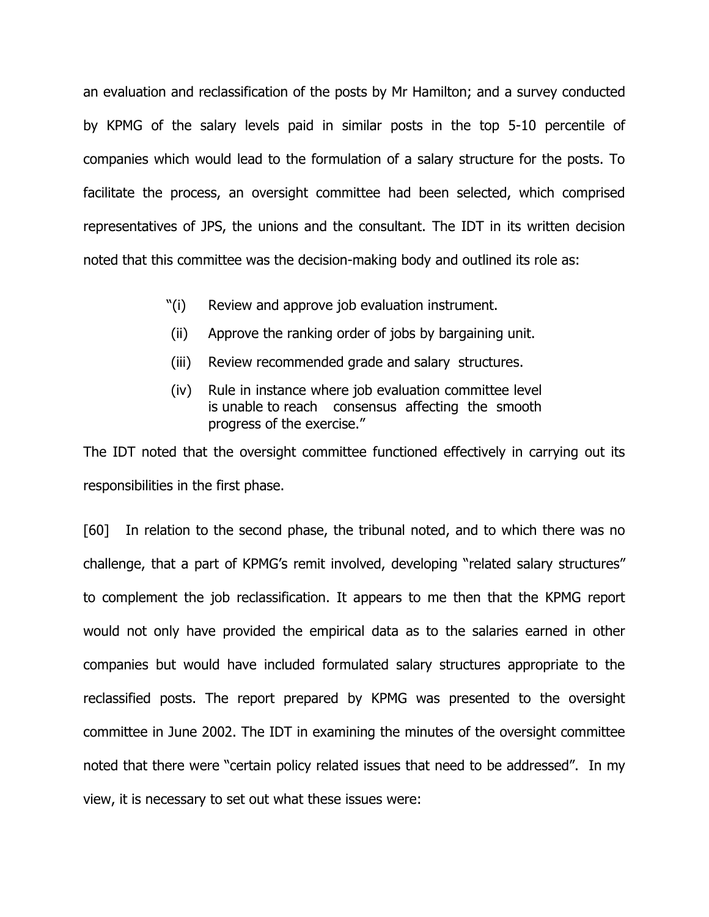an evaluation and reclassification of the posts by Mr Hamilton; and a survey conducted by KPMG of the salary levels paid in similar posts in the top 5-10 percentile of companies which would lead to the formulation of a salary structure for the posts. To facilitate the process, an oversight committee had been selected, which comprised representatives of JPS, the unions and the consultant. The IDT in its written decision noted that this committee was the decision-making body and outlined its role as:

> "(i) Review and approve job evaluation instrument.
>
> (ii) Approve the ranking order of jobs by bargaining unit.
>
> (iii) Review recommended grade and salary structures.
>
> (iv) Rule in instance where job evaluation committee level is unable to reach consensus affecting the smooth progress of the exercise."

The IDT noted that the oversight committee functioned effectively in carrying out its responsibilities in the first phase.

[60] In relation to the second phase, the tribunal noted, and to which there was no challenge, that a part of KPMG's remit involved, developing "related salary structures" to complement the job reclassification. It appears to me then that the KPMG report would not only have provided the empirical data as to the salaries earned in other companies but would have included formulated salary structures appropriate to the reclassified posts. The report prepared by KPMG was presented to the oversight committee in June 2002. The IDT in examining the minutes of the oversight committee noted that there were "certain policy related issues that need to be addressed". In my view, it is necessary to set out what these issues were: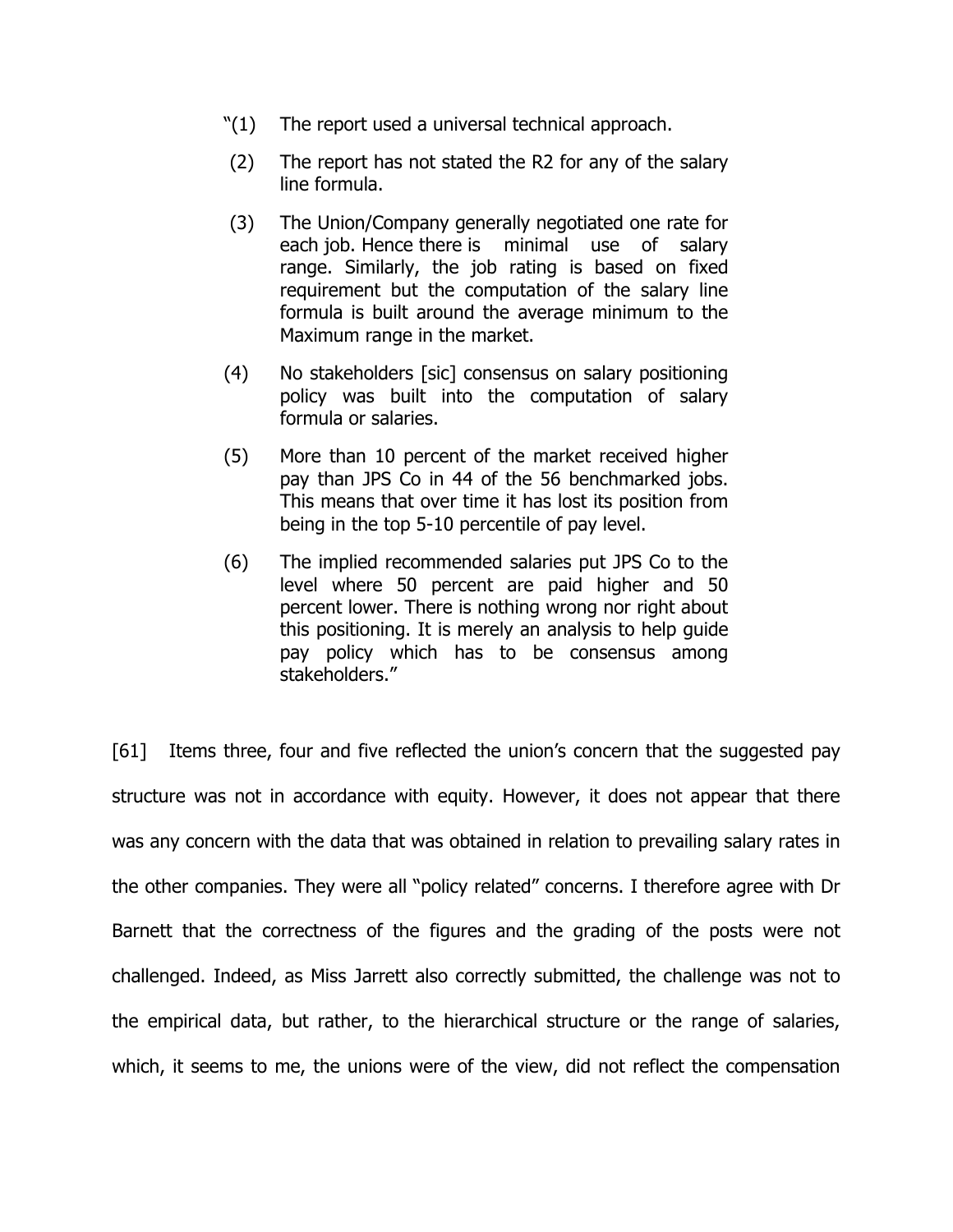> "(1) The report used a universal technical approach.
>
> (2) The report has not stated the R2 for any of the salary line formula.
>
> (3) The Union/Company generally negotiated one rate for each job. Hence there is minimal use of salary range. Similarly, the job rating is based on fixed requirement but the computation of the salary line formula is built around the average minimum to the Maximum range in the market.
>
> (4) No stakeholders [sic] consensus on salary positioning policy was built into the computation of salary formula or salaries.
>
> (5) More than 10 percent of the market received higher pay than JPS Co in 44 of the 56 benchmarked jobs. This means that over time it has lost its position from being in the top 5-10 percentile of pay level.
>
> (6) The implied recommended salaries put JPS Co to the level where 50 percent are paid higher and 50 percent lower. There is nothing wrong nor right about this positioning. It is merely an analysis to help guide pay policy which has to be consensus among stakeholders."

[61] Items three, four and five reflected the union's concern that the suggested pay structure was not in accordance with equity. However, it does not appear that there was any concern with the data that was obtained in relation to prevailing salary rates in the other companies. They were all "policy related" concerns. I therefore agree with Dr Barnett that the correctness of the figures and the grading of the posts were not challenged. Indeed, as Miss Jarrett also correctly submitted, the challenge was not to the empirical data, but rather, to the hierarchical structure or the range of salaries, which, it seems to me, the unions were of the view, did not reflect the compensation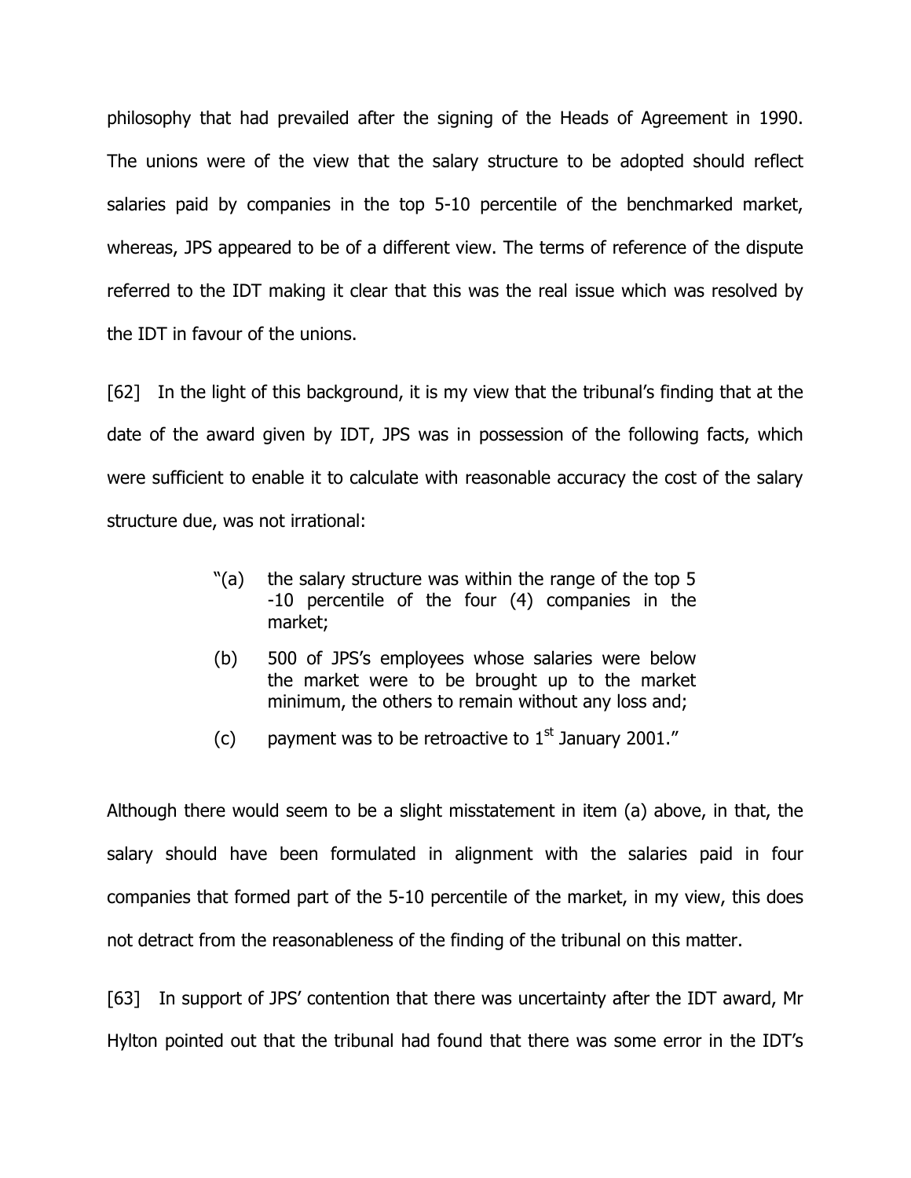philosophy that had prevailed after the signing of the Heads of Agreement in 1990. The unions were of the view that the salary structure to be adopted should reflect salaries paid by companies in the top 5-10 percentile of the benchmarked market, whereas, JPS appeared to be of a different view. The terms of reference of the dispute referred to the IDT making it clear that this was the real issue which was resolved by the IDT in favour of the unions.

[62] In the light of this background, it is my view that the tribunal's finding that at the date of the award given by IDT, JPS was in possession of the following facts, which were sufficient to enable it to calculate with reasonable accuracy the cost of the salary structure due, was not irrational:

> "(a) the salary structure was within the range of the top 5 -10 percentile of the four (4) companies in the market;
>
> (b) 500 of JPS's employees whose salaries were below the market were to be brought up to the market minimum, the others to remain without any loss and;
>
> (c) payment was to be retroactive to 1st January 2001."

Although there would seem to be a slight misstatement in item (a) above, in that, the salary should have been formulated in alignment with the salaries paid in four companies that formed part of the 5-10 percentile of the market, in my view, this does not detract from the reasonableness of the finding of the tribunal on this matter.

[63] In support of JPS' contention that there was uncertainty after the IDT award, Mr Hylton pointed out that the tribunal had found that there was some error in the IDT's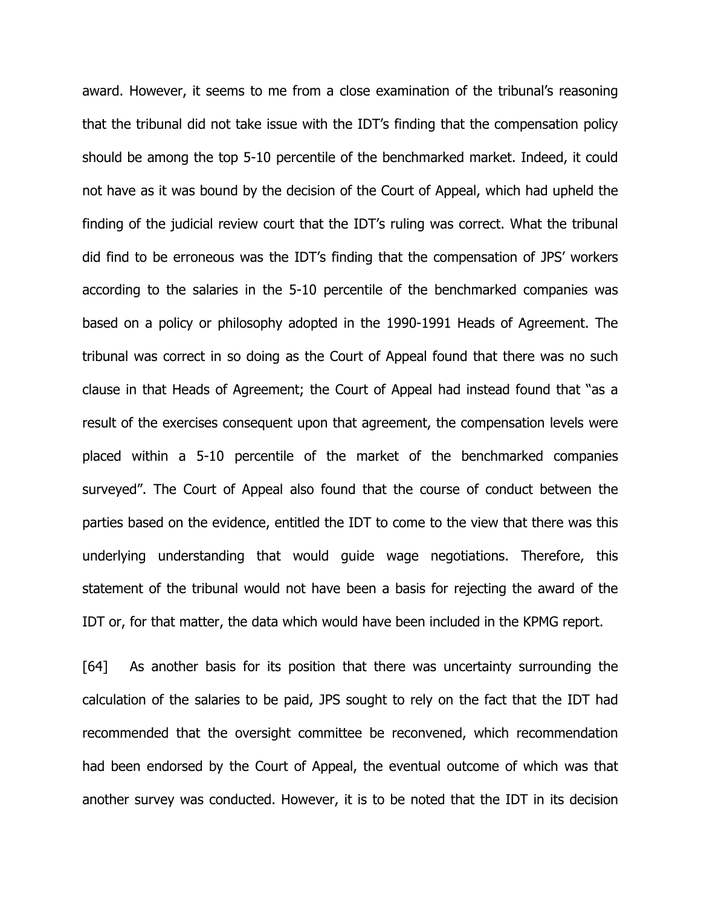award. However, it seems to me from a close examination of the tribunal's reasoning that the tribunal did not take issue with the IDT's finding that the compensation policy should be among the top 5-10 percentile of the benchmarked market. Indeed, it could not have as it was bound by the decision of the Court of Appeal, which had upheld the finding of the judicial review court that the IDT's ruling was correct. What the tribunal did find to be erroneous was the IDT's finding that the compensation of JPS' workers according to the salaries in the 5-10 percentile of the benchmarked companies was based on a policy or philosophy adopted in the 1990-1991 Heads of Agreement. The tribunal was correct in so doing as the Court of Appeal found that there was no such clause in that Heads of Agreement; the Court of Appeal had instead found that "as a result of the exercises consequent upon that agreement, the compensation levels were placed within a 5-10 percentile of the market of the benchmarked companies surveyed". The Court of Appeal also found that the course of conduct between the parties based on the evidence, entitled the IDT to come to the view that there was this underlying understanding that would guide wage negotiations. Therefore, this statement of the tribunal would not have been a basis for rejecting the award of the IDT or, for that matter, the data which would have been included in the KPMG report.

[64] As another basis for its position that there was uncertainty surrounding the calculation of the salaries to be paid, JPS sought to rely on the fact that the IDT had recommended that the oversight committee be reconvened, which recommendation had been endorsed by the Court of Appeal, the eventual outcome of which was that another survey was conducted. However, it is to be noted that the IDT in its decision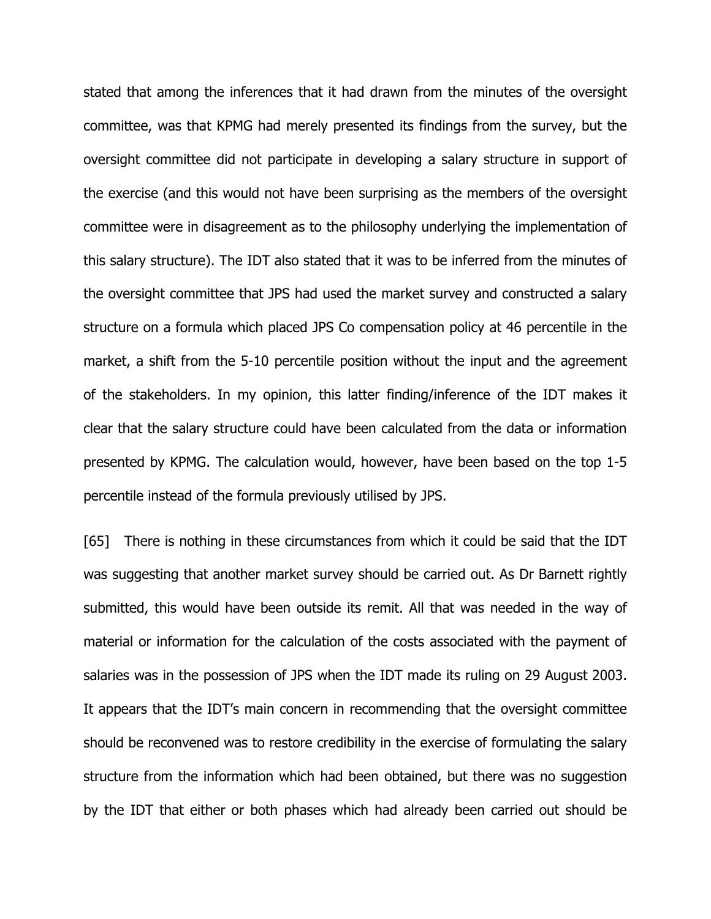stated that among the inferences that it had drawn from the minutes of the oversight committee, was that KPMG had merely presented its findings from the survey, but the oversight committee did not participate in developing a salary structure in support of the exercise (and this would not have been surprising as the members of the oversight committee were in disagreement as to the philosophy underlying the implementation of this salary structure). The IDT also stated that it was to be inferred from the minutes of the oversight committee that JPS had used the market survey and constructed a salary structure on a formula which placed JPS Co compensation policy at 46 percentile in the market, a shift from the 5-10 percentile position without the input and the agreement of the stakeholders. In my opinion, this latter finding/inference of the IDT makes it clear that the salary structure could have been calculated from the data or information presented by KPMG. The calculation would, however, have been based on the top 1-5 percentile instead of the formula previously utilised by JPS.

[65] There is nothing in these circumstances from which it could be said that the IDT was suggesting that another market survey should be carried out. As Dr Barnett rightly submitted, this would have been outside its remit. All that was needed in the way of material or information for the calculation of the costs associated with the payment of salaries was in the possession of JPS when the IDT made its ruling on 29 August 2003. It appears that the IDT's main concern in recommending that the oversight committee should be reconvened was to restore credibility in the exercise of formulating the salary structure from the information which had been obtained, but there was no suggestion by the IDT that either or both phases which had already been carried out should be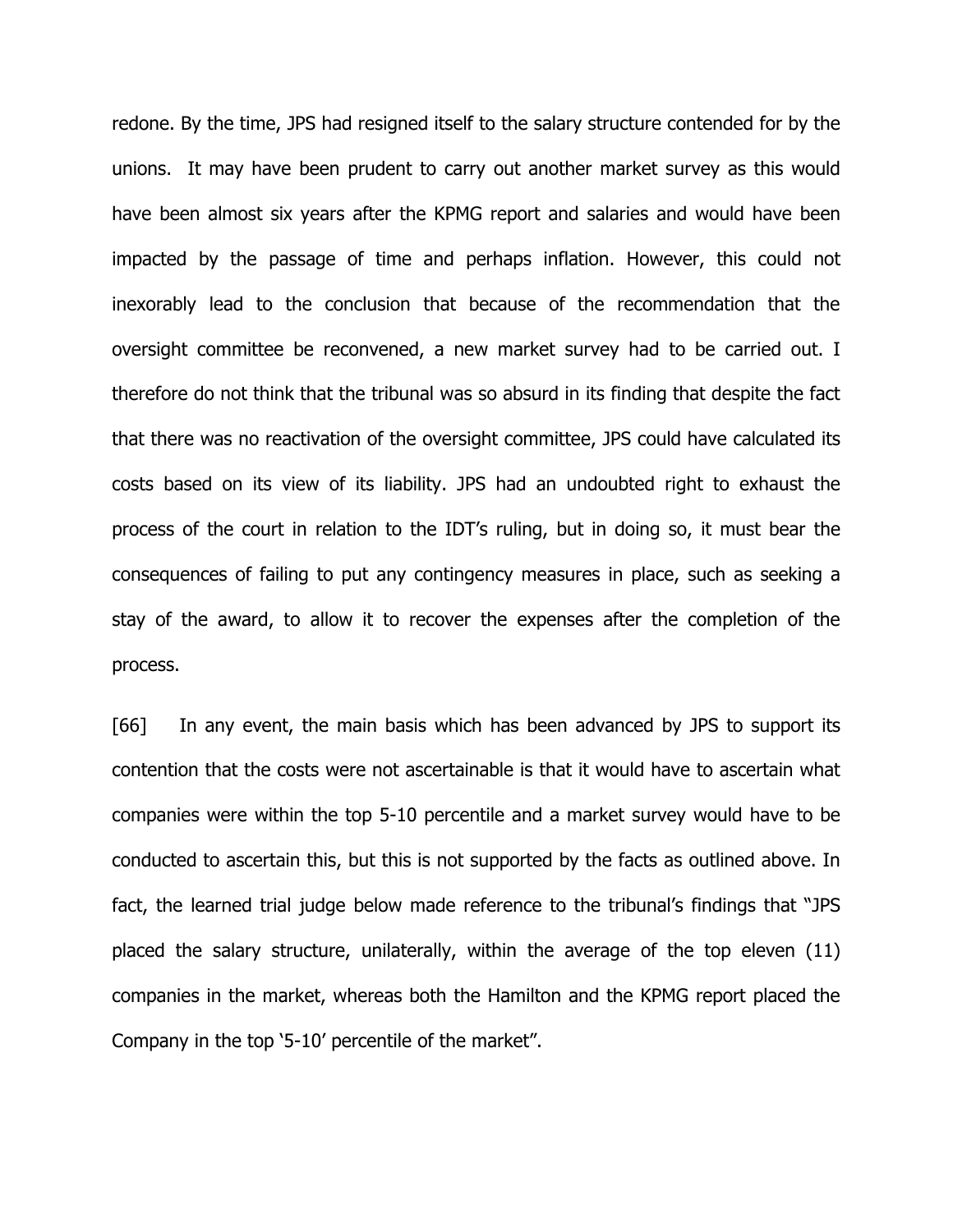redone. By the time, JPS had resigned itself to the salary structure contended for by the unions. It may have been prudent to carry out another market survey as this would have been almost six years after the KPMG report and salaries and would have been impacted by the passage of time and perhaps inflation. However, this could not inexorably lead to the conclusion that because of the recommendation that the oversight committee be reconvened, a new market survey had to be carried out. I therefore do not think that the tribunal was so absurd in its finding that despite the fact that there was no reactivation of the oversight committee, JPS could have calculated its costs based on its view of its liability. JPS had an undoubted right to exhaust the process of the court in relation to the IDT's ruling, but in doing so, it must bear the consequences of failing to put any contingency measures in place, such as seeking a stay of the award, to allow it to recover the expenses after the completion of the process.

[66] In any event, the main basis which has been advanced by JPS to support its contention that the costs were not ascertainable is that it would have to ascertain what companies were within the top 5-10 percentile and a market survey would have to be conducted to ascertain this, but this is not supported by the facts as outlined above. In fact, the learned trial judge below made reference to the tribunal's findings that "JPS placed the salary structure, unilaterally, within the average of the top eleven (11) companies in the market, whereas both the Hamilton and the KPMG report placed the Company in the top '5-10' percentile of the market".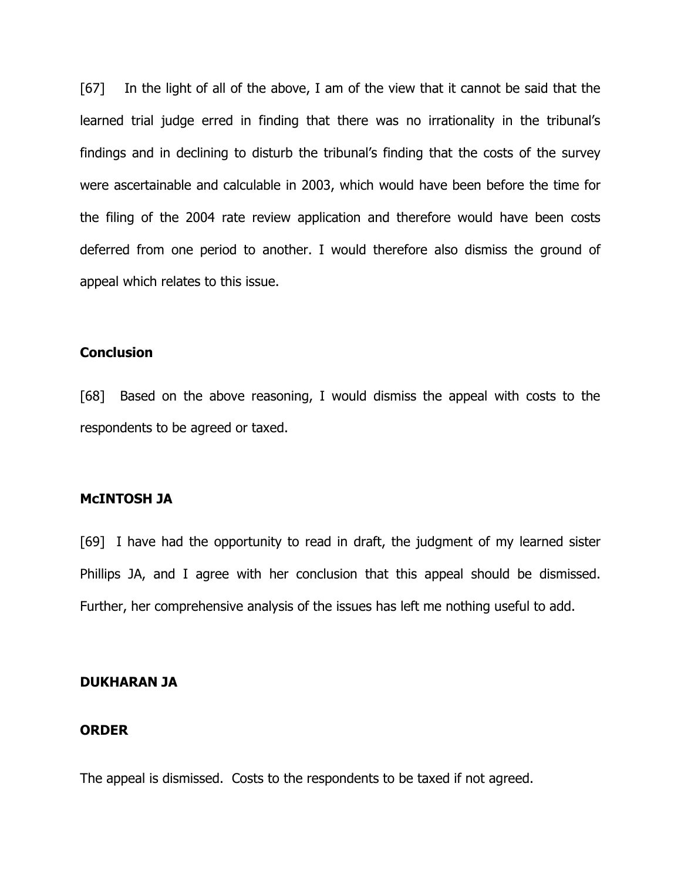[67] In the light of all of the above, I am of the view that it cannot be said that the learned trial judge erred in finding that there was no irrationality in the tribunal's findings and in declining to disturb the tribunal's finding that the costs of the survey were ascertainable and calculable in 2003, which would have been before the time for the filing of the 2004 rate review application and therefore would have been costs deferred from one period to another. I would therefore also dismiss the ground of appeal which relates to this issue.

### Conclusion

[68] Based on the above reasoning, I would dismiss the appeal with costs to the respondents to be agreed or taxed.

### McINTOSH JA

[69] I have had the opportunity to read in draft, the judgment of my learned sister Phillips JA, and I agree with her conclusion that this appeal should be dismissed. Further, her comprehensive analysis of the issues has left me nothing useful to add.

### DUKHARAN JA

### ORDER

The appeal is dismissed. Costs to the respondents to be taxed if not agreed.